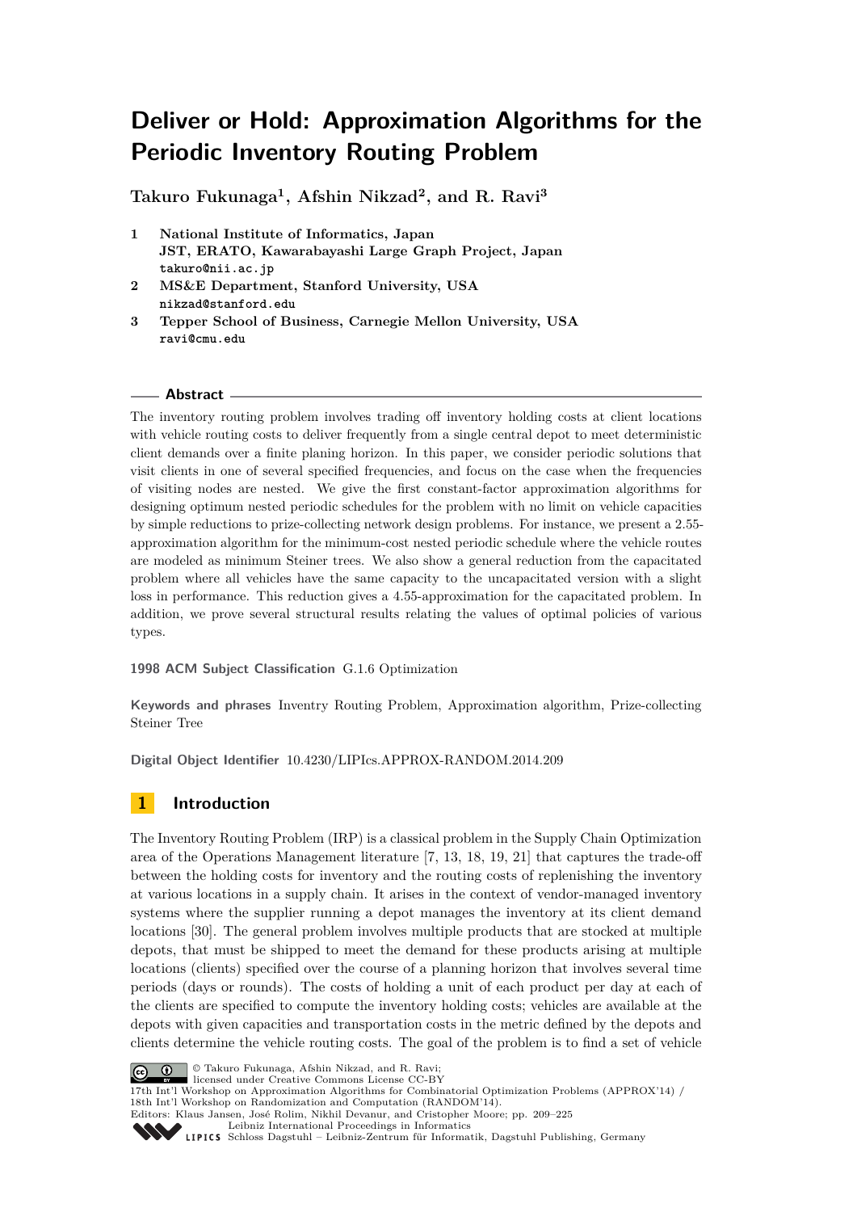# Deliver or Hold: Approximation Algorithms for the Periodic Inventory Routing Problem

**Takuro Fukunaga[1], Afshin Nikzad[2], and R. Ravi[3]**

1. **National Institute of Informatics, Japan**
   **JST, ERATO, Kawarabayashi Large Graph Project, Japan**
   `takuro@nii.ac.jp`
2. **MS&E Department, Stanford University, USA**
   `nikzad@stanford.edu`
3. **Tepper School of Business, Carnegie Mellon University, USA**
   `ravi@cmu.edu`

## Abstract

The inventory routing problem involves trading off inventory holding costs at client locations with vehicle routing costs to deliver frequently from a single central depot to meet deterministic client demands over a finite planing horizon. In this paper, we consider periodic solutions that visit clients in one of several specified frequencies, and focus on the case when the frequencies of visiting nodes are nested. We give the first constant-factor approximation algorithms for designing optimum nested periodic schedules for the problem with no limit on vehicle capacities by simple reductions to prize-collecting network design problems. For instance, we present a 2.55-approximation algorithm for the minimum-cost nested periodic schedule where the vehicle routes are modeled as minimum Steiner trees. We also show a general reduction from the capacitated problem where all vehicles have the same capacity to the uncapacitated version with a slight loss in performance. This reduction gives a 4.55-approximation for the capacitated problem. In addition, we prove several structural results relating the values of optimal policies of various types.

**1998 ACM Subject Classification** G.1.6 Optimization

**Keywords and phrases** Inventry Routing Problem, Approximation algorithm, Prize-collecting Steiner Tree

**Digital Object Identifier** 10.4230/LIPIcs.APPROX-RANDOM.2014.209

## 1 Introduction

The Inventory Routing Problem (IRP) is a classical problem in the Supply Chain Optimization area of the Operations Management literature [7, 13, 18, 19, 21] that captures the trade-off between the holding costs for inventory and the routing costs of replenishing the inventory at various locations in a supply chain. It arises in the context of vendor-managed inventory systems where the supplier running a depot manages the inventory at its client demand locations [30]. The general problem involves multiple products that are stocked at multiple depots, that must be shipped to meet the demand for these products arising at multiple locations (clients) specified over the course of a planning horizon that involves several time periods (days or rounds). The costs of holding a unit of each product per day at each of the clients are specified to compute the inventory holding costs; vehicles are available at the depots with given capacities and transportation costs in the metric defined by the depots and clients determine the vehicle routing costs. The goal of the problem is to find a set of vehicle

© Takuro Fukunaga, Afshin Nikzad, and R. Ravi;
licensed under Creative Commons License CC-BY
17th Int'l Workshop on Approximation Algorithms for Combinatorial Optimization Problems (APPROX'14) / 18th Int'l Workshop on Randomization and Computation (RANDOM'14).
Editors: Klaus Jansen, José Rolim, Nikhil Devanur, and Cristopher Moore; pp. 209–225
Leibniz International Proceedings in Informatics
Schloss Dagstuhl – Leibniz-Zentrum für Informatik, Dagstuhl Publishing, Germany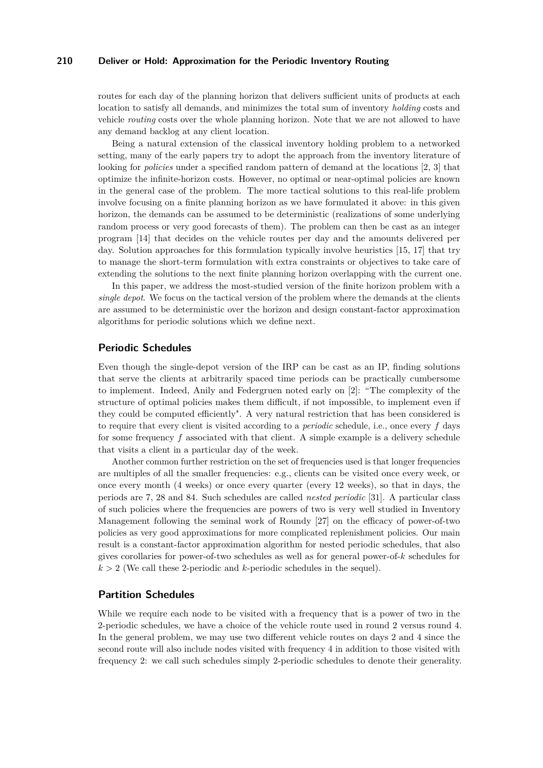routes for each day of the planning horizon that delivers sufficient units of products at each location to satisfy all demands, and minimizes the total sum of inventory *holding* costs and vehicle *routing* costs over the whole planning horizon. Note that we are not allowed to have any demand backlog at any client location.

Being a natural extension of the classical inventory holding problem to a networked setting, many of the early papers try to adopt the approach from the inventory literature of looking for *policies* under a specified random pattern of demand at the locations [2, 3] that optimize the infinite-horizon costs. However, no optimal or near-optimal policies are known in the general case of the problem. The more tactical solutions to this real-life problem involve focusing on a finite planning horizon as we have formulated it above: in this given horizon, the demands can be assumed to be deterministic (realizations of some underlying random process or very good forecasts of them). The problem can then be cast as an integer program [14] that decides on the vehicle routes per day and the amounts delivered per day. Solution approaches for this formulation typically involve heuristics [15, 17] that try to manage the short-term formulation with extra constraints or objectives to take care of extending the solutions to the next finite planning horizon overlapping with the current one.

In this paper, we address the most-studied version of the finite horizon problem with a *single depot*. We focus on the tactical version of the problem where the demands at the clients are assumed to be deterministic over the horizon and design constant-factor approximation algorithms for periodic solutions which we define next.

## Periodic Schedules

Even though the single-depot version of the IRP can be cast as an IP, finding solutions that serve the clients at arbitrarily spaced time periods can be practically cumbersome to implement. Indeed, Anily and Federgruen noted early on [2]: "The complexity of the structure of optimal policies makes them difficult, if not impossible, to implement even if they could be computed efficiently". A very natural restriction that has been considered is to require that every client is visited according to a *periodic* schedule, i.e., once every $f$ days for some frequency $f$ associated with that client. A simple example is a delivery schedule that visits a client in a particular day of the week.

Another common further restriction on the set of frequencies used is that longer frequencies are multiples of all the smaller frequencies: e.g., clients can be visited once every week, or once every month (4 weeks) or once every quarter (every 12 weeks), so that in days, the periods are 7, 28 and 84. Such schedules are called *nested periodic* [31]. A particular class of such policies where the frequencies are powers of two is very well studied in Inventory Management following the seminal work of Roundy [27] on the efficacy of power-of-two policies as very good approximations for more complicated replenishment policies. Our main result is a constant-factor approximation algorithm for nested periodic schedules, that also gives corollaries for power-of-two schedules as well as for general power-of-$k$ schedules for $k > 2$ (We call these 2-periodic and $k$-periodic schedules in the sequel).

## Partition Schedules

While we require each node to be visited with a frequency that is a power of two in the 2-periodic schedules, we have a choice of the vehicle route used in round 2 versus round 4. In the general problem, we may use two different vehicle routes on days 2 and 4 since the second route will also include nodes visited with frequency 4 in addition to those visited with frequency 2: we call such schedules simply 2-periodic schedules to denote their generality.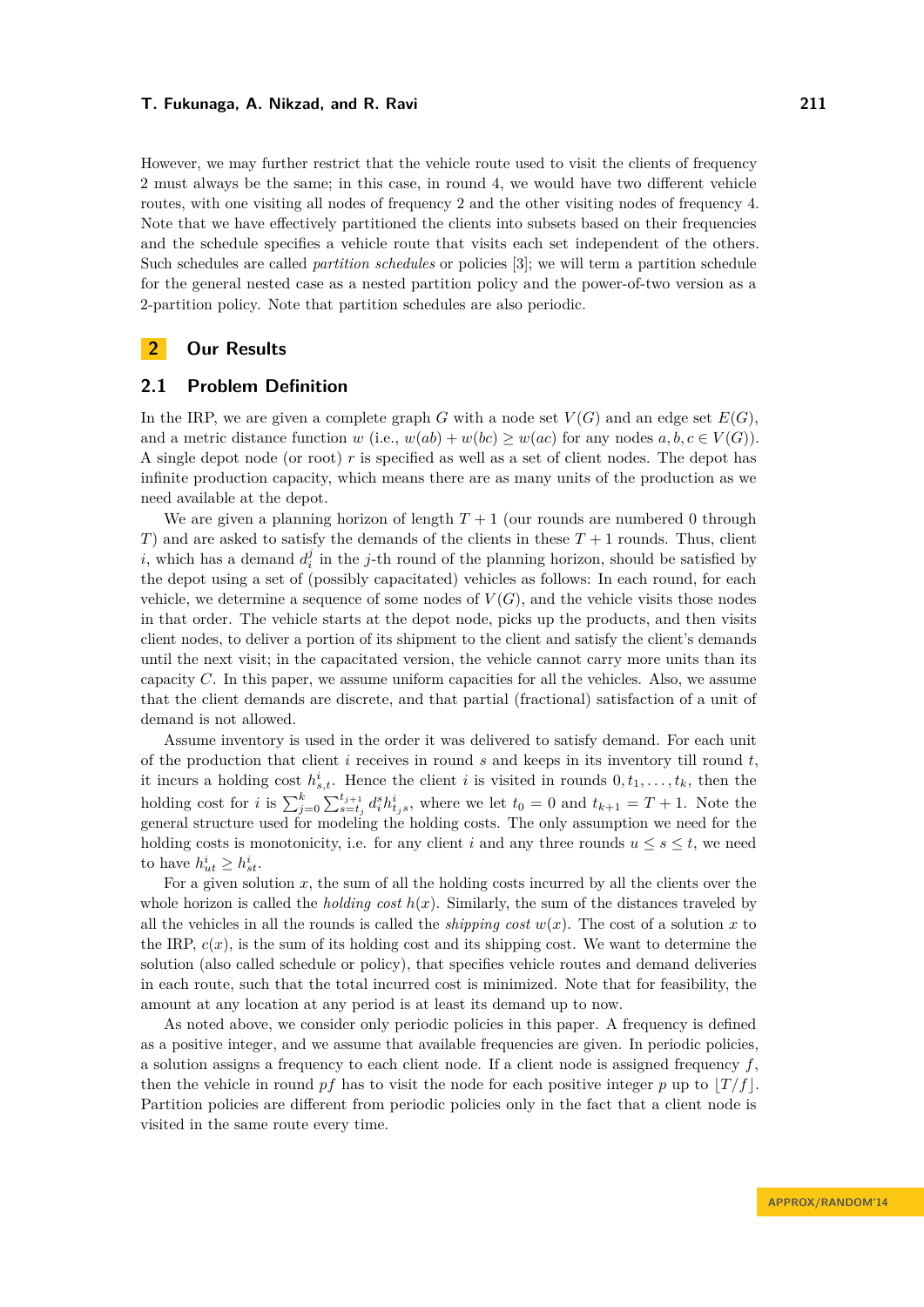However, we may further restrict that the vehicle route used to visit the clients of frequency 2 must always be the same; in this case, in round 4, we would have two different vehicle routes, with one visiting all nodes of frequency 2 and the other visiting nodes of frequency 4. Note that we have effectively partitioned the clients into subsets based on their frequencies and the schedule specifies a vehicle route that visits each set independent of the others. Such schedules are called *partition schedules* or policies [3]; we will term a partition schedule for the general nested case as a nested partition policy and the power-of-two version as a 2-partition policy. Note that partition schedules are also periodic.

## 2 Our Results

### 2.1 Problem Definition

In the IRP, we are given a complete graph $G$ with a node set $V(G)$ and an edge set $E(G)$, and a metric distance function $w$ (i.e., $w(ab) + w(bc) \geq w(ac)$ for any nodes $a, b, c \in V(G)$). A single depot node (or root) $r$ is specified as well as a set of client nodes. The depot has infinite production capacity, which means there are as many units of the production as we need available at the depot.

We are given a planning horizon of length $T + 1$ (our rounds are numbered 0 through $T$) and are asked to satisfy the demands of the clients in these $T + 1$ rounds. Thus, client $i$, which has a demand $d_i^j$ in the $j$-th round of the planning horizon, should be satisfied by the depot using a set of (possibly capacitated) vehicles as follows: In each round, for each vehicle, we determine a sequence of some nodes of $V(G)$, and the vehicle visits those nodes in that order. The vehicle starts at the depot node, picks up the products, and then visits client nodes, to deliver a portion of its shipment to the client and satisfy the client's demands until the next visit; in the capacitated version, the vehicle cannot carry more units than its capacity $C$. In this paper, we assume uniform capacities for all the vehicles. Also, we assume that the client demands are discrete, and that partial (fractional) satisfaction of a unit of demand is not allowed.

Assume inventory is used in the order it was delivered to satisfy demand. For each unit of the production that client $i$ receives in round $s$ and keeps in its inventory till round $t$, it incurs a holding cost $h_{s,t}^i$. Hence the client $i$ is visited in rounds $0, t_1, \ldots, t_k$, then the holding cost for $i$ is $\sum_{j=0}^{k} \sum_{s=t_j}^{t_{j+1}} d_i^s h_{t_j s}^i$, where we let $t_0 = 0$ and $t_{k+1} = T + 1$. Note the general structure used for modeling the holding costs. The only assumption we need for the holding costs is monotonicity, i.e. for any client $i$ and any three rounds $u \leq s \leq t$, we need to have $h_{ut}^i \geq h_{st}^i$.

For a given solution $x$, the sum of all the holding costs incurred by all the clients over the whole horizon is called the *holding cost* $h(x)$. Similarly, the sum of the distances traveled by all the vehicles in all the rounds is called the *shipping cost* $w(x)$. The cost of a solution $x$ to the IRP, $c(x)$, is the sum of its holding cost and its shipping cost. We want to determine the solution (also called schedule or policy), that specifies vehicle routes and demand deliveries in each route, such that the total incurred cost is minimized. Note that for feasibility, the amount at any location at any period is at least its demand up to now.

As noted above, we consider only periodic policies in this paper. A frequency is defined as a positive integer, and we assume that available frequencies are given. In periodic policies, a solution assigns a frequency to each client node. If a client node is assigned frequency $f$, then the vehicle in round $pf$ has to visit the node for each positive integer $p$ up to $\lfloor T/f \rfloor$. Partition policies are different from periodic policies only in the fact that a client node is visited in the same route every time.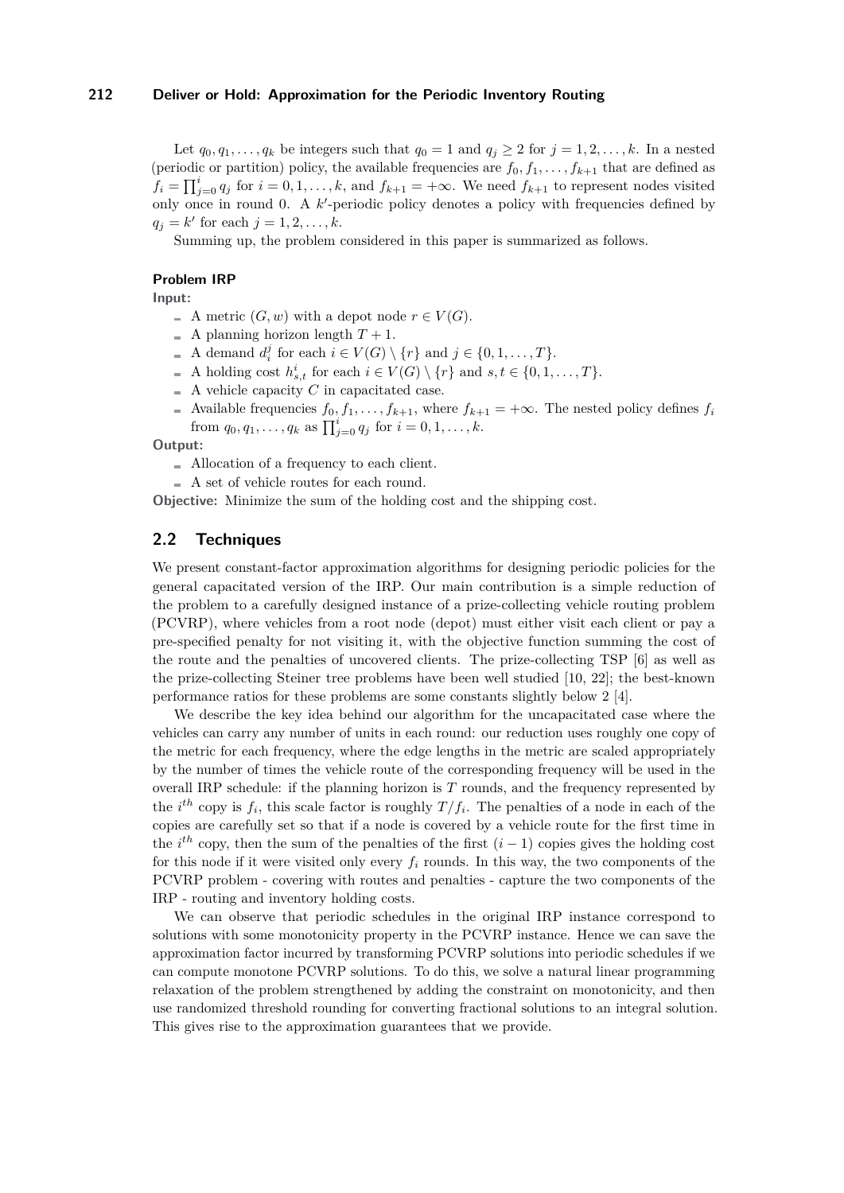Let $q_0, q_1, \ldots, q_k$ be integers such that $q_0 = 1$ and $q_j \geq 2$ for $j = 1, 2, \ldots, k$. In a nested (periodic or partition) policy, the available frequencies are $f_0, f_1, \ldots, f_{k+1}$ that are defined as $f_i = \prod_{j=0}^{i} q_j$ for $i = 0, 1, \ldots, k$, and $f_{k+1} = +\infty$. We need $f_{k+1}$ to represent nodes visited only once in round 0. A $k'$-periodic policy denotes a policy with frequencies defined by $q_j = k'$ for each $j = 1, 2, \ldots, k$.

Summing up, the problem considered in this paper is summarized as follows.

**Problem IRP**

**Input:**

- A metric $(G, w)$ with a depot node $r \in V(G)$.
- A planning horizon length $T + 1$.
- A demand $d_i^j$ for each $i \in V(G) \setminus \{r\}$ and $j \in \{0, 1, \ldots, T\}$.
- A holding cost $h_{s,t}^i$ for each $i \in V(G) \setminus \{r\}$ and $s, t \in \{0, 1, \ldots, T\}$.
- A vehicle capacity $C$ in capacitated case.
- Available frequencies $f_0, f_1, \ldots, f_{k+1}$, where $f_{k+1} = +\infty$. The nested policy defines $f_i$ from $q_0, q_1, \ldots, q_k$ as $\prod_{j=0}^{i} q_j$ for $i = 0, 1, \ldots, k$.

**Output:**

- Allocation of a frequency to each client.
- A set of vehicle routes for each round.

**Objective:** Minimize the sum of the holding cost and the shipping cost.

## 2.2 Techniques

We present constant-factor approximation algorithms for designing periodic policies for the general capacitated version of the IRP. Our main contribution is a simple reduction of the problem to a carefully designed instance of a prize-collecting vehicle routing problem (PCVRP), where vehicles from a root node (depot) must either visit each client or pay a pre-specified penalty for not visiting it, with the objective function summing the cost of the route and the penalties of uncovered clients. The prize-collecting TSP [6] as well as the prize-collecting Steiner tree problems have been well studied [10, 22]; the best-known performance ratios for these problems are some constants slightly below 2 [4].

We describe the key idea behind our algorithm for the uncapacitated case where the vehicles can carry any number of units in each round: our reduction uses roughly one copy of the metric for each frequency, where the edge lengths in the metric are scaled appropriately by the number of times the vehicle route of the corresponding frequency will be used in the overall IRP schedule: if the planning horizon is $T$ rounds, and the frequency represented by the $i^{th}$ copy is $f_i$, this scale factor is roughly $T/f_i$. The penalties of a node in each of the copies are carefully set so that if a node is covered by a vehicle route for the first time in the $i^{th}$ copy, then the sum of the penalties of the first $(i-1)$ copies gives the holding cost for this node if it were visited only every $f_i$ rounds. In this way, the two components of the PCVRP problem - covering with routes and penalties - capture the two components of the IRP - routing and inventory holding costs.

We can observe that periodic schedules in the original IRP instance correspond to solutions with some monotonicity property in the PCVRP instance. Hence we can save the approximation factor incurred by transforming PCVRP solutions into periodic schedules if we can compute monotone PCVRP solutions. To do this, we solve a natural linear programming relaxation of the problem strengthened by adding the constraint on monotonicity, and then use randomized threshold rounding for converting fractional solutions to an integral solution. This gives rise to the approximation guarantees that we provide.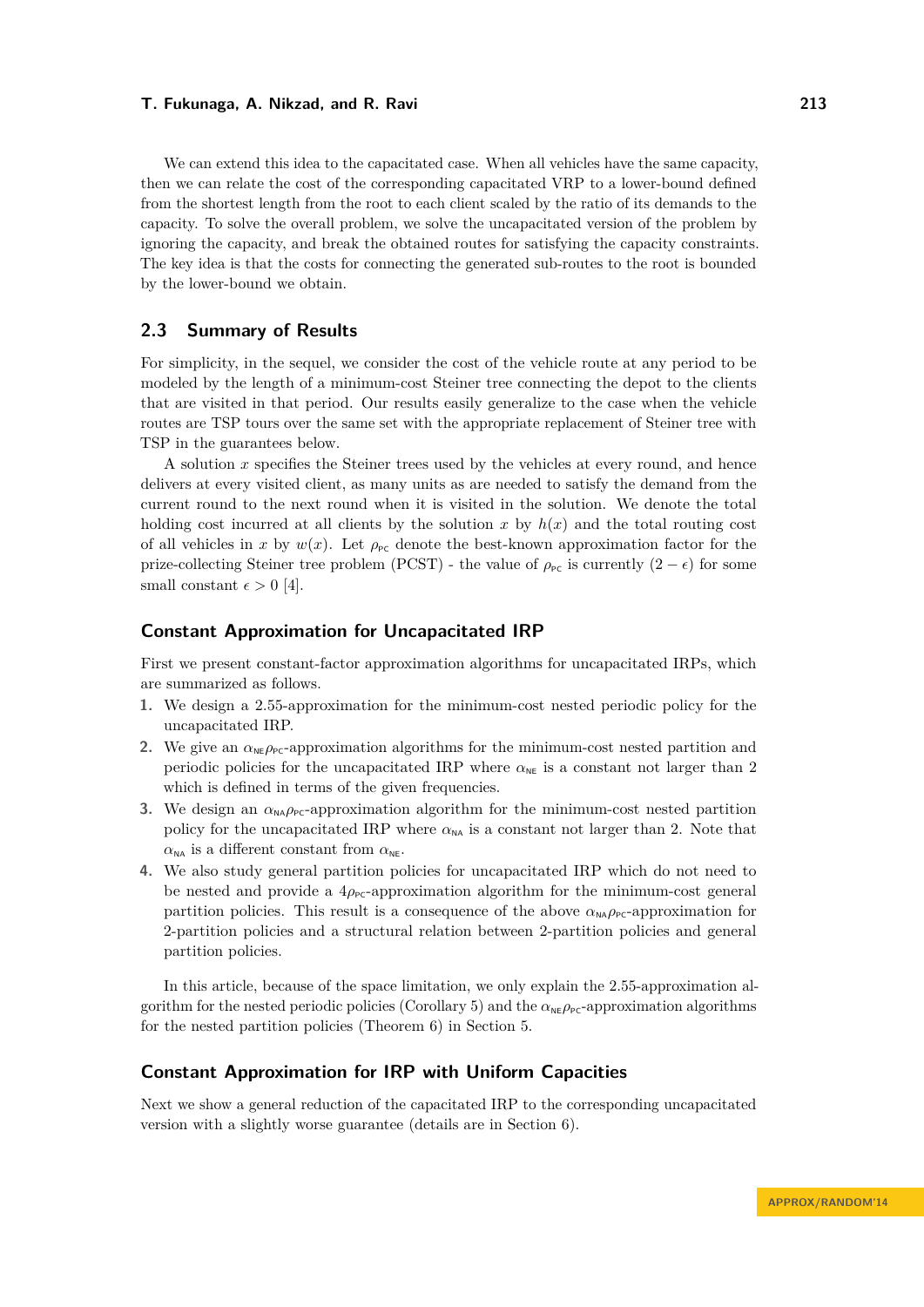We can extend this idea to the capacitated case. When all vehicles have the same capacity, then we can relate the cost of the corresponding capacitated VRP to a lower-bound defined from the shortest length from the root to each client scaled by the ratio of its demands to the capacity. To solve the overall problem, we solve the uncapacitated version of the problem by ignoring the capacity, and break the obtained routes for satisfying the capacity constraints. The key idea is that the costs for connecting the generated sub-routes to the root is bounded by the lower-bound we obtain.

## 2.3 Summary of Results

For simplicity, in the sequel, we consider the cost of the vehicle route at any period to be modeled by the length of a minimum-cost Steiner tree connecting the depot to the clients that are visited in that period. Our results easily generalize to the case when the vehicle routes are TSP tours over the same set with the appropriate replacement of Steiner tree with TSP in the guarantees below.

A solution $x$ specifies the Steiner trees used by the vehicles at every round, and hence delivers at every visited client, as many units as are needed to satisfy the demand from the current round to the next round when it is visited in the solution. We denote the total holding cost incurred at all clients by the solution $x$ by $h(x)$ and the total routing cost of all vehicles in $x$ by $w(x)$. Let $\rho_{\mathsf{PC}}$ denote the best-known approximation factor for the prize-collecting Steiner tree problem (PCST) - the value of $\rho_{\mathsf{PC}}$ is currently $(2-\epsilon)$ for some small constant $\epsilon > 0$ [4].

### Constant Approximation for Uncapacitated IRP

First we present constant-factor approximation algorithms for uncapacitated IRPs, which are summarized as follows.

1. We design a 2.55-approximation for the minimum-cost nested periodic policy for the uncapacitated IRP.
2. We give an $\alpha_{\mathsf{NE}}\rho_{\mathsf{PC}}$-approximation algorithms for the minimum-cost nested partition and periodic policies for the uncapacitated IRP where $\alpha_{\mathsf{NE}}$ is a constant not larger than 2 which is defined in terms of the given frequencies.
3. We design an $\alpha_{\mathsf{NA}}\rho_{\mathsf{PC}}$-approximation algorithm for the minimum-cost nested partition policy for the uncapacitated IRP where $\alpha_{\mathsf{NA}}$ is a constant not larger than 2. Note that $\alpha_{\mathsf{NA}}$ is a different constant from $\alpha_{\mathsf{NE}}$.
4. We also study general partition policies for uncapacitated IRP which do not need to be nested and provide a $4\rho_{\mathsf{PC}}$-approximation algorithm for the minimum-cost general partition policies. This result is a consequence of the above $\alpha_{\mathsf{NA}}\rho_{\mathsf{PC}}$-approximation for 2-partition policies and a structural relation between 2-partition policies and general partition policies.

In this article, because of the space limitation, we only explain the 2.55-approximation algorithm for the nested periodic policies (Corollary 5) and the $\alpha_{\mathsf{NE}}\rho_{\mathsf{PC}}$-approximation algorithms for the nested partition policies (Theorem 6) in Section 5.

### Constant Approximation for IRP with Uniform Capacities

Next we show a general reduction of the capacitated IRP to the corresponding uncapacitated version with a slightly worse guarantee (details are in Section 6).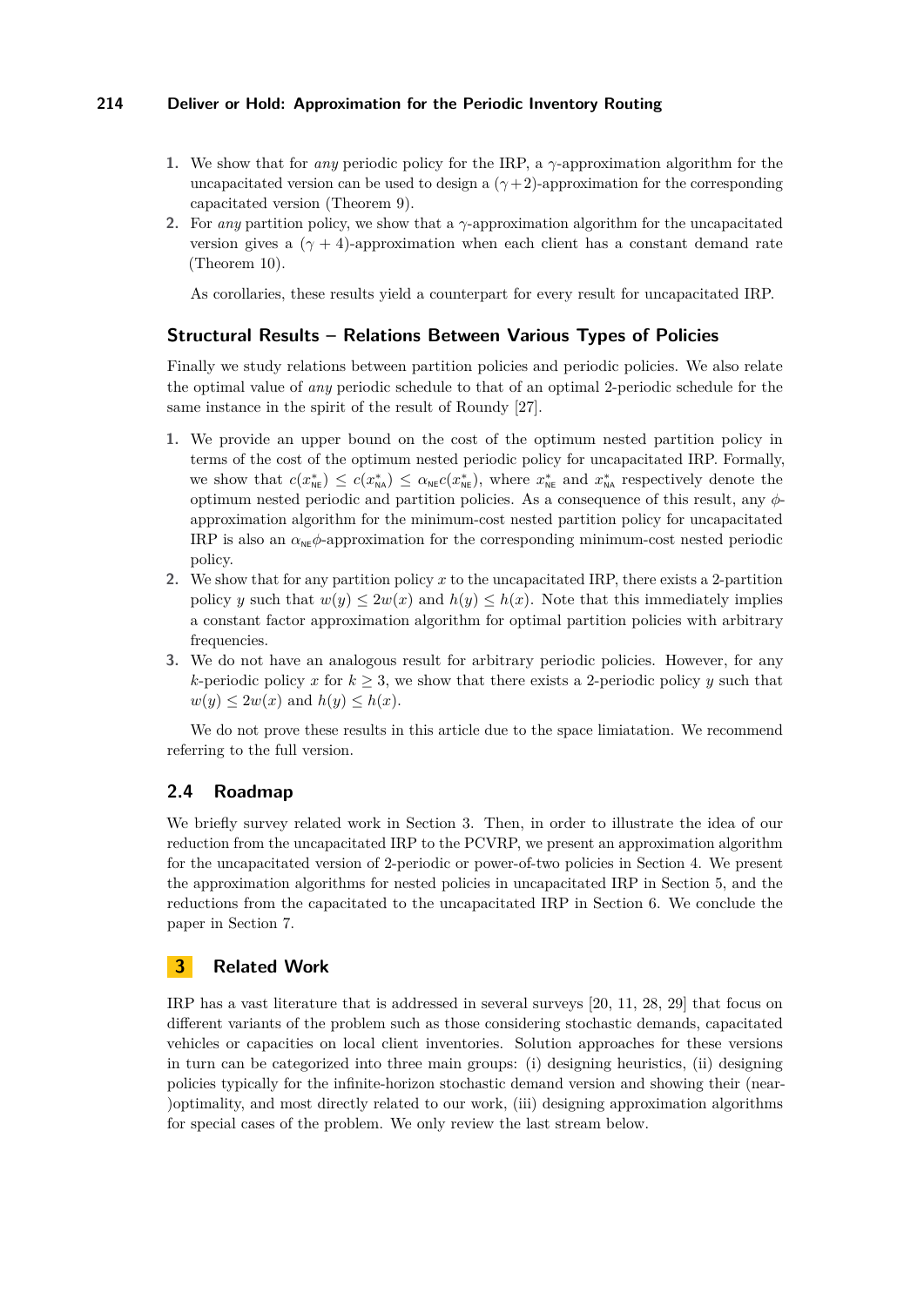1. We show that for *any* periodic policy for the IRP, a $\gamma$-approximation algorithm for the uncapacitated version can be used to design a $(\gamma+2)$-approximation for the corresponding capacitated version (Theorem 9).
2. For *any* partition policy, we show that a $\gamma$-approximation algorithm for the uncapacitated version gives a $(\gamma + 4)$-approximation when each client has a constant demand rate (Theorem 10).

   As corollaries, these results yield a counterpart for every result for uncapacitated IRP.

### Structural Results – Relations Between Various Types of Policies

Finally we study relations between partition policies and periodic policies. We also relate the optimal value of *any* periodic schedule to that of an optimal 2-periodic schedule for the same instance in the spirit of the result of Roundy [27].

1. We provide an upper bound on the cost of the optimum nested partition policy in terms of the cost of the optimum nested periodic policy for uncapacitated IRP. Formally, we show that $c(x^*_{\mathsf{NE}}) \leq c(x^*_{\mathsf{NA}}) \leq \alpha_{\mathsf{NE}} c(x^*_{\mathsf{NE}})$, where $x^*_{\mathsf{NE}}$ and $x^*_{\mathsf{NA}}$ respectively denote the optimum nested periodic and partition policies. As a consequence of this result, any $\phi$-approximation algorithm for the minimum-cost nested partition policy for uncapacitated IRP is also an $\alpha_{\mathsf{NE}}\phi$-approximation for the corresponding minimum-cost nested periodic policy.
2. We show that for any partition policy $x$ to the uncapacitated IRP, there exists a 2-partition policy $y$ such that $w(y) \leq 2w(x)$ and $h(y) \leq h(x)$. Note that this immediately implies a constant factor approximation algorithm for optimal partition policies with arbitrary frequencies.
3. We do not have an analogous result for arbitrary periodic policies. However, for any $k$-periodic policy $x$ for $k \geq 3$, we show that there exists a 2-periodic policy $y$ such that $w(y) \leq 2w(x)$ and $h(y) \leq h(x)$.

   We do not prove these results in this article due to the space limiatation. We recommend referring to the full version.

## 2.4 Roadmap

We briefly survey related work in Section 3. Then, in order to illustrate the idea of our reduction from the uncapacitated IRP to the PCVRP, we present an approximation algorithm for the uncapacitated version of 2-periodic or power-of-two policies in Section 4. We present the approximation algorithms for nested policies in uncapacitated IRP in Section 5, and the reductions from the capacitated to the uncapacitated IRP in Section 6. We conclude the paper in Section 7.

# 3 Related Work

IRP has a vast literature that is addressed in several surveys [20, 11, 28, 29] that focus on different variants of the problem such as those considering stochastic demands, capacitated vehicles or capacities on local client inventories. Solution approaches for these versions in turn can be categorized into three main groups: (i) designing heuristics, (ii) designing policies typically for the infinite-horizon stochastic demand version and showing their (near-)optimality, and most directly related to our work, (iii) designing approximation algorithms for special cases of the problem. We only review the last stream below.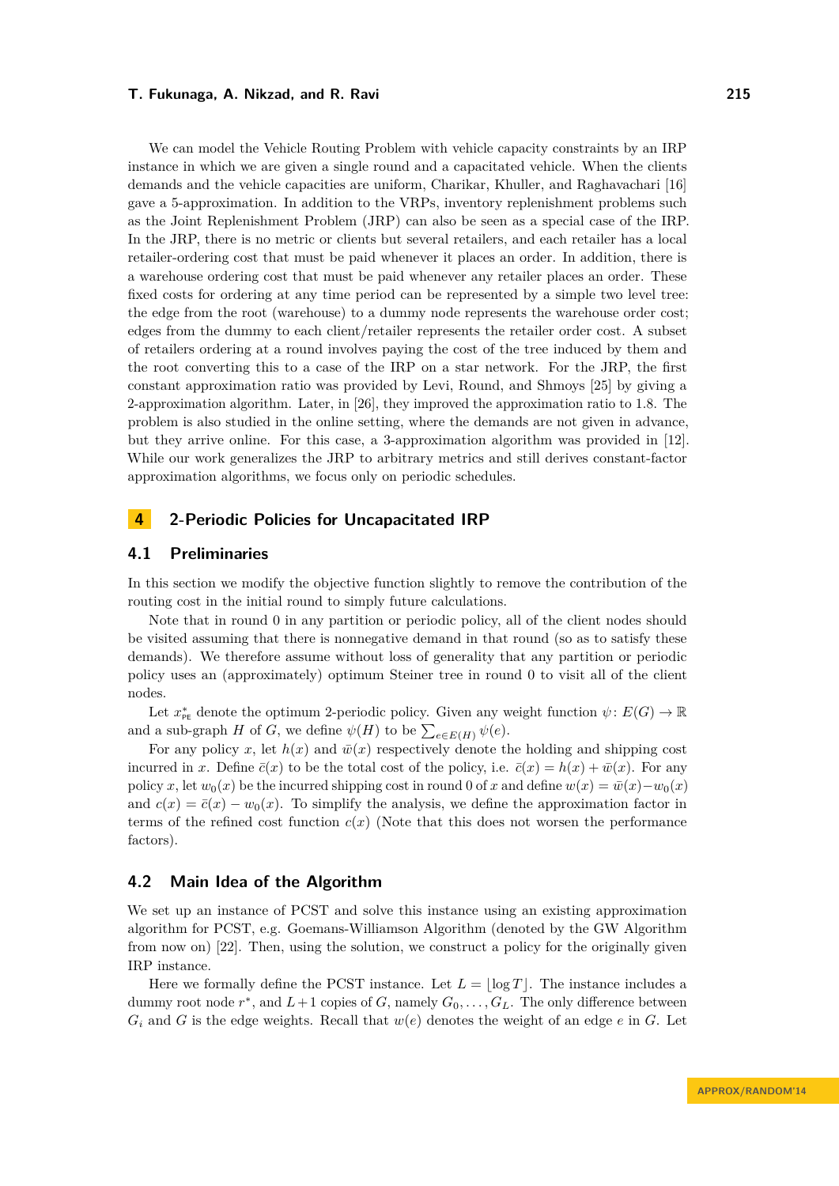We can model the Vehicle Routing Problem with vehicle capacity constraints by an IRP instance in which we are given a single round and a capacitated vehicle. When the clients demands and the vehicle capacities are uniform, Charikar, Khuller, and Raghavachari [16] gave a 5-approximation. In addition to the VRPs, inventory replenishment problems such as the Joint Replenishment Problem (JRP) can also be seen as a special case of the IRP. In the JRP, there is no metric or clients but several retailers, and each retailer has a local retailer-ordering cost that must be paid whenever it places an order. In addition, there is a warehouse ordering cost that must be paid whenever any retailer places an order. These fixed costs for ordering at any time period can be represented by a simple two level tree: the edge from the root (warehouse) to a dummy node represents the warehouse order cost; edges from the dummy to each client/retailer represents the retailer order cost. A subset of retailers ordering at a round involves paying the cost of the tree induced by them and the root converting this to a case of the IRP on a star network. For the JRP, the first constant approximation ratio was provided by Levi, Round, and Shmoys [25] by giving a 2-approximation algorithm. Later, in [26], they improved the approximation ratio to 1.8. The problem is also studied in the online setting, where the demands are not given in advance, but they arrive online. For this case, a 3-approximation algorithm was provided in [12]. While our work generalizes the JRP to arbitrary metrics and still derives constant-factor approximation algorithms, we focus only on periodic schedules.

# 4 2-Periodic Policies for Uncapacitated IRP

## 4.1 Preliminaries

In this section we modify the objective function slightly to remove the contribution of the routing cost in the initial round to simply future calculations.

Note that in round 0 in any partition or periodic policy, all of the client nodes should be visited assuming that there is nonnegative demand in that round (so as to satisfy these demands). We therefore assume without loss of generality that any partition or periodic policy uses an (approximately) optimum Steiner tree in round 0 to visit all of the client nodes.

Let $x^*_{\text{PE}}$ denote the optimum 2-periodic policy. Given any weight function $\psi\colon E(G) \to \mathbb{R}$ and a sub-graph $H$ of $G$, we define $\psi(H)$ to be $\sum_{e \in E(H)} \psi(e)$.

For any policy $x$, let $h(x)$ and $\bar{w}(x)$ respectively denote the holding and shipping cost incurred in $x$. Define $\bar{c}(x)$ to be the total cost of the policy, i.e. $\bar{c}(x) = h(x) + \bar{w}(x)$. For any policy $x$, let $w_0(x)$ be the incurred shipping cost in round 0 of $x$ and define $w(x) = \bar{w}(x) - w_0(x)$ and $c(x) = \bar{c}(x) - w_0(x)$. To simplify the analysis, we define the approximation factor in terms of the refined cost function $c(x)$ (Note that this does not worsen the performance factors).

## 4.2 Main Idea of the Algorithm

We set up an instance of PCST and solve this instance using an existing approximation algorithm for PCST, e.g. Goemans-Williamson Algorithm (denoted by the GW Algorithm from now on) [22]. Then, using the solution, we construct a policy for the originally given IRP instance.

Here we formally define the PCST instance. Let $L = \lfloor \log T \rfloor$. The instance includes a dummy root node $r^*$, and $L+1$ copies of $G$, namely $G_0, \ldots, G_L$. The only difference between $G_i$ and $G$ is the edge weights. Recall that $w(e)$ denotes the weight of an edge $e$ in $G$. Let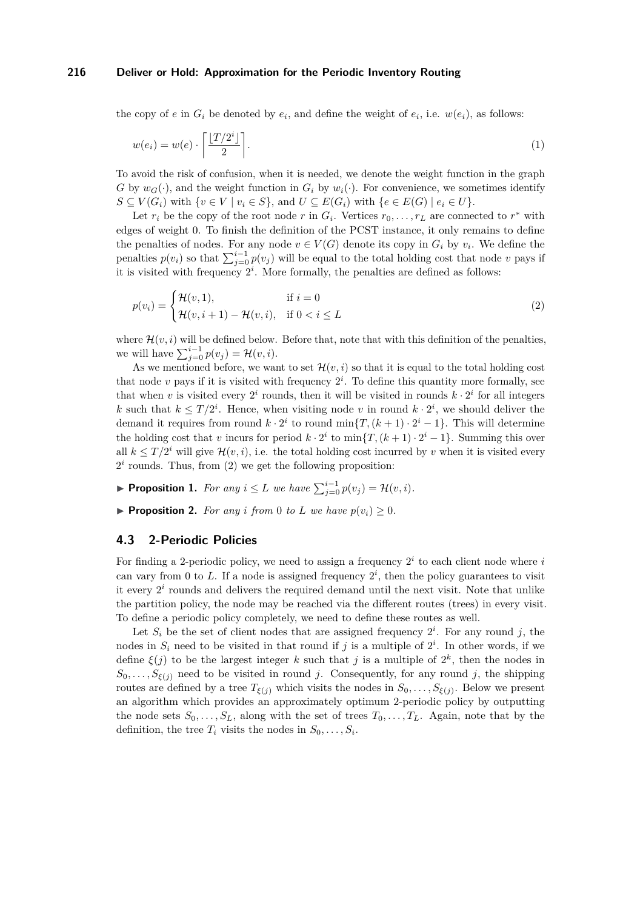the copy of $e$ in $G_i$ be denoted by $e_i$, and define the weight of $e_i$, i.e. $w(e_i)$, as follows:

$$w(e_i) = w(e) \cdot \left\lceil \frac{\lfloor T/2^i \rfloor}{2} \right\rceil. \tag{1}$$

To avoid the risk of confusion, when it is needed, we denote the weight function in the graph $G$ by $w_G(\cdot)$, and the weight function in $G_i$ by $w_i(\cdot)$. For convenience, we sometimes identify $S \subseteq V(G_i)$ with $\{v \in V \mid v_i \in S\}$, and $U \subseteq E(G_i)$ with $\{e \in E(G) \mid e_i \in U\}$.

Let $r_i$ be the copy of the root node $r$ in $G_i$. Vertices $r_0, \dots, r_L$ are connected to $r^*$ with edges of weight 0. To finish the definition of the PCST instance, it only remains to define the penalties of nodes. For any node $v \in V(G)$ denote its copy in $G_i$ by $v_i$. We define the penalties $p(v_i)$ so that $\sum_{j=0}^{i-1} p(v_j)$ will be equal to the total holding cost that node $v$ pays if it is visited with frequency $2^i$. More formally, the penalties are defined as follows:

$$p(v_i) = \begin{cases} \mathcal{H}(v,1), & \text{if } i = 0 \\ \mathcal{H}(v,i+1) - \mathcal{H}(v,i), & \text{if } 0 < i \leq L \end{cases} \tag{2}$$

where $\mathcal{H}(v,i)$ will be defined below. Before that, note that with this definition of the penalties, we will have $\sum_{j=0}^{i-1} p(v_j) = \mathcal{H}(v,i)$.

As we mentioned before, we want to set $\mathcal{H}(v,i)$ so that it is equal to the total holding cost that node $v$ pays if it is visited with frequency $2^i$. To define this quantity more formally, see that when $v$ is visited every $2^i$ rounds, then it will be visited in rounds $k \cdot 2^i$ for all integers $k$ such that $k \leq T/2^i$. Hence, when visiting node $v$ in round $k \cdot 2^i$, we should deliver the demand it requires from round $k \cdot 2^i$ to round $\min\{T, (k+1) \cdot 2^i - 1\}$. This will determine the holding cost that $v$ incurs for period $k \cdot 2^i$ to $\min\{T, (k+1) \cdot 2^i - 1\}$. Summing this over all $k \leq T/2^i$ will give $\mathcal{H}(v,i)$, i.e. the total holding cost incurred by $v$ when it is visited every $2^i$ rounds. Thus, from (2) we get the following proposition:

▶ **Proposition 1.** *For any $i \leq L$ we have $\sum_{j=0}^{i-1} p(v_j) = \mathcal{H}(v,i)$.*

▶ **Proposition 2.** *For any $i$ from 0 to $L$ we have $p(v_i) \geq 0$.*

## 4.3 2-Periodic Policies

For finding a 2-periodic policy, we need to assign a frequency $2^i$ to each client node where $i$ can vary from 0 to $L$. If a node is assigned frequency $2^i$, then the policy guarantees to visit it every $2^i$ rounds and delivers the required demand until the next visit. Note that unlike the partition policy, the node may be reached via the different routes (trees) in every visit. To define a periodic policy completely, we need to define these routes as well.

Let $S_i$ be the set of client nodes that are assigned frequency $2^i$. For any round $j$, the nodes in $S_i$ need to be visited in that round if $j$ is a multiple of $2^i$. In other words, if we define $\xi(j)$ to be the largest integer $k$ such that $j$ is a multiple of $2^k$, then the nodes in $S_0, \dots, S_{\xi(j)}$ need to be visited in round $j$. Consequently, for any round $j$, the shipping routes are defined by a tree $T_{\xi(j)}$ which visits the nodes in $S_0, \dots, S_{\xi(j)}$. Below we present an algorithm which provides an approximately optimum 2-periodic policy by outputting the node sets $S_0, \dots, S_L$, along with the set of trees $T_0, \dots, T_L$. Again, note that by the definition, the tree $T_i$ visits the nodes in $S_0, \dots, S_i$.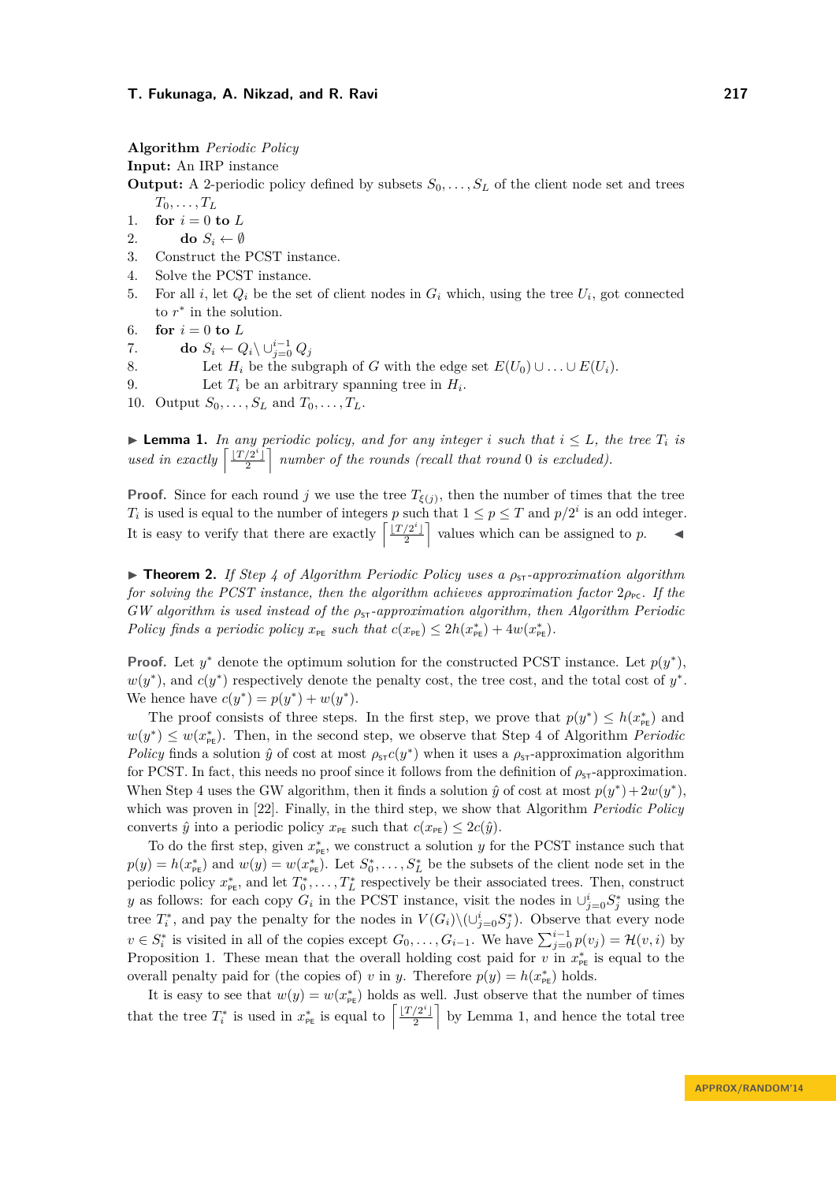**Algorithm** *Periodic Policy*

**Input:** An IRP instance

**Output:** A 2-periodic policy defined by subsets $S_0, \ldots, S_L$ of the client node set and trees $T_0, \ldots, T_L$

1. **for** $i = 0$ **to** $L$
2. &nbsp;&nbsp;&nbsp;&nbsp;**do** $S_i \leftarrow \emptyset$
3. Construct the PCST instance.
4. Solve the PCST instance.
5. For all $i$, let $Q_i$ be the set of client nodes in $G_i$ which, using the tree $U_i$, got connected to $r^*$ in the solution.
6. **for** $i = 0$ **to** $L$
7. &nbsp;&nbsp;&nbsp;&nbsp;**do** $S_i \leftarrow Q_i \setminus \cup_{j=0}^{i-1} Q_j$
8. &nbsp;&nbsp;&nbsp;&nbsp;&nbsp;&nbsp;&nbsp;&nbsp;Let $H_i$ be the subgraph of $G$ with the edge set $E(U_0) \cup \ldots \cup E(U_i)$.
9. &nbsp;&nbsp;&nbsp;&nbsp;&nbsp;&nbsp;&nbsp;&nbsp;Let $T_i$ be an arbitrary spanning tree in $H_i$.
10. Output $S_0, \ldots, S_L$ and $T_0, \ldots, T_L$.

▶ **Lemma 1.** *In any periodic policy, and for any integer $i$ such that $i \leq L$, the tree $T_i$ is used in exactly $\left\lceil \frac{\lfloor T/2^i \rfloor}{2} \right\rceil$ number of the rounds (recall that round 0 is excluded).*

**Proof.** Since for each round $j$ we use the tree $T_{\xi(j)}$, then the number of times that the tree $T_i$ is used is equal to the number of integers $p$ such that $1 \leq p \leq T$ and $p/2^i$ is an odd integer. It is easy to verify that there are exactly $\left\lceil \frac{\lfloor T/2^i \rfloor}{2} \right\rceil$ values which can be assigned to $p$. ◀

▶ **Theorem 2.** *If Step 4 of Algorithm Periodic Policy uses a $\rho_{\text{ST}}$-approximation algorithm for solving the PCST instance, then the algorithm achieves approximation factor $2\rho_{\text{PC}}$. If the GW algorithm is used instead of the $\rho_{\text{ST}}$-approximation algorithm, then Algorithm Periodic Policy finds a periodic policy $x_{\text{PE}}$ such that $c(x_{\text{PE}}) \leq 2h(x^*_{\text{PE}}) + 4w(x^*_{\text{PE}})$.*

**Proof.** Let $y^*$ denote the optimum solution for the constructed PCST instance. Let $p(y^*)$, $w(y^*)$, and $c(y^*)$ respectively denote the penalty cost, the tree cost, and the total cost of $y^*$. We hence have $c(y^*) = p(y^*) + w(y^*)$.

The proof consists of three steps. In the first step, we prove that $p(y^*) \leq h(x^*_{\text{PE}})$ and $w(y^*) \leq w(x^*_{\text{PE}})$. Then, in the second step, we observe that Step 4 of Algorithm *Periodic Policy* finds a solution $\hat{y}$ of cost at most $\rho_{\text{ST}} c(y^*)$ when it uses a $\rho_{\text{ST}}$-approximation algorithm for PCST. In fact, this needs no proof since it follows from the definition of $\rho_{\text{ST}}$-approximation. When Step 4 uses the GW algorithm, then it finds a solution $\hat{y}$ of cost at most $p(y^*) + 2w(y^*)$, which was proven in [22]. Finally, in the third step, we show that Algorithm *Periodic Policy* converts $\hat{y}$ into a periodic policy $x_{\text{PE}}$ such that $c(x_{\text{PE}}) \leq 2c(\hat{y})$.

To do the first step, given $x^*_{\text{PE}}$, we construct a solution $y$ for the PCST instance such that $p(y) = h(x^*_{\text{PE}})$ and $w(y) = w(x^*_{\text{PE}})$. Let $S^*_0, \ldots, S^*_L$ be the subsets of the client node set in the periodic policy $x^*_{\text{PE}}$, and let $T^*_0, \ldots, T^*_L$ respectively be their associated trees. Then, construct $y$ as follows: for each copy $G_i$ in the PCST instance, visit the nodes in $\cup_{j=0}^{i} S^*_j$ using the tree $T^*_i$, and pay the penalty for the nodes in $V(G_i) \setminus (\cup_{j=0}^{i} S^*_j)$. Observe that every node $v \in S^*_i$ is visited in all of the copies except $G_0, \ldots, G_{i-1}$. We have $\sum_{j=0}^{i-1} p(v_j) = \mathcal{H}(v, i)$ by Proposition 1. These mean that the overall holding cost paid for $v$ in $x^*_{\text{PE}}$ is equal to the overall penalty paid for (the copies of) $v$ in $y$. Therefore $p(y) = h(x^*_{\text{PE}})$ holds.

It is easy to see that $w(y) = w(x^*_{\text{PE}})$ holds as well. Just observe that the number of times that the tree $T^*_i$ is used in $x^*_{\text{PE}}$ is equal to $\left\lceil \frac{\lfloor T/2^i \rfloor}{2} \right\rceil$ by Lemma 1, and hence the total tree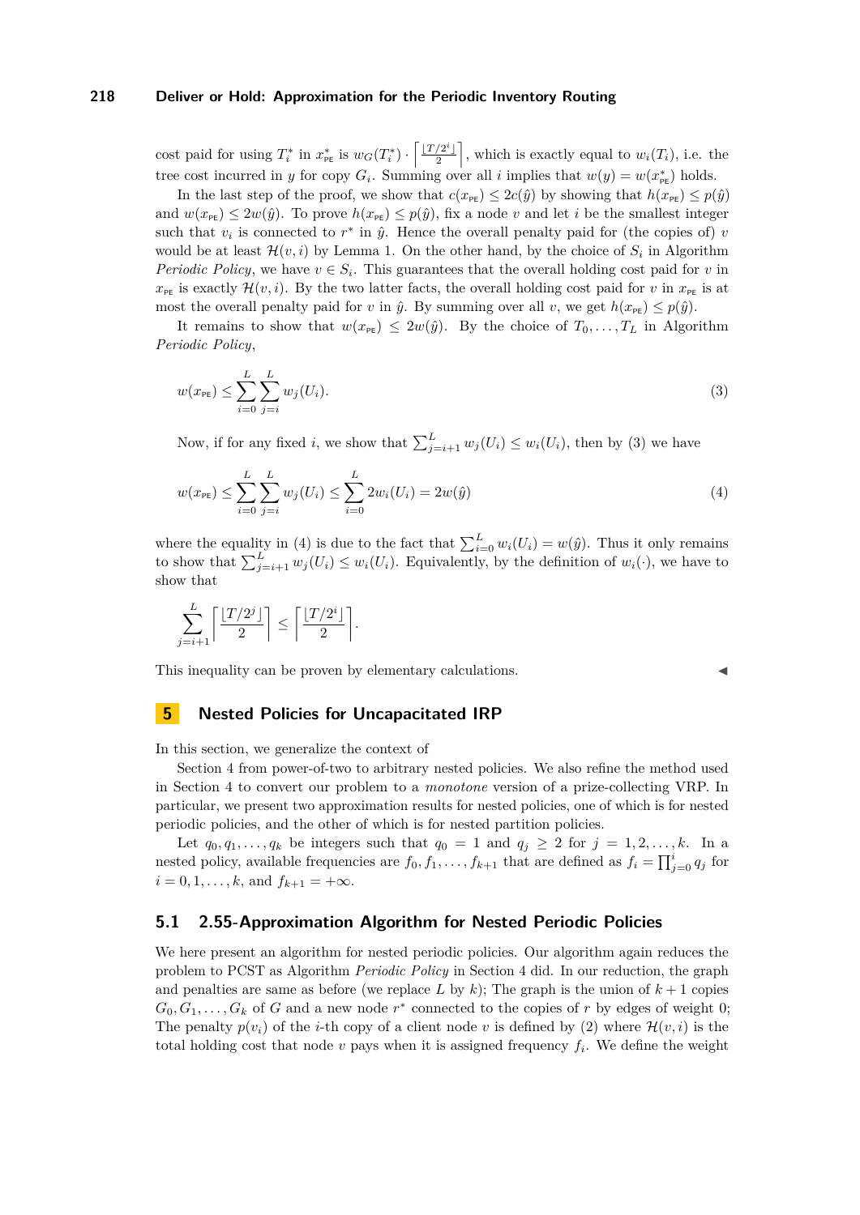cost paid for using $T_i^*$ in $x_{\text{PE}}^*$ is $w_G(T_i^*) \cdot \left\lceil \frac{\lfloor T/2^i \rfloor}{2} \right\rceil$, which is exactly equal to $w_i(T_i)$, i.e. the tree cost incurred in $y$ for copy $G_i$. Summing over all $i$ implies that $w(y) = w(x_{\text{PE}}^*)$ holds.

In the last step of the proof, we show that $c(x_{\text{PE}}) \leq 2c(\hat{y})$ by showing that $h(x_{\text{PE}}) \leq p(\hat{y})$ and $w(x_{\text{PE}}) \leq 2w(\hat{y})$. To prove $h(x_{\text{PE}}) \leq p(\hat{y})$, fix a node $v$ and let $i$ be the smallest integer such that $v_i$ is connected to $r^*$ in $\hat{y}$. Hence the overall penalty paid for (the copies of) $v$ would be at least $\mathcal{H}(v, i)$ by Lemma 1. On the other hand, by the choice of $S_i$ in Algorithm *Periodic Policy*, we have $v \in S_i$. This guarantees that the overall holding cost paid for $v$ in $x_{\text{PE}}$ is exactly $\mathcal{H}(v, i)$. By the two latter facts, the overall holding cost paid for $v$ in $x_{\text{PE}}$ is at most the overall penalty paid for $v$ in $\hat{y}$. By summing over all $v$, we get $h(x_{\text{PE}}) \leq p(\hat{y})$.

It remains to show that $w(x_{\text{PE}}) \leq 2w(\hat{y})$. By the choice of $T_0, \ldots, T_L$ in Algorithm *Periodic Policy*,

$$w(x_{\text{PE}}) \leq \sum_{i=0}^{L} \sum_{j=i}^{L} w_j(U_i). \tag{3}$$

Now, if for any fixed $i$, we show that $\sum_{j=i+1}^{L} w_j(U_i) \leq w_i(U_i)$, then by (3) we have

$$w(x_{\text{PE}}) \leq \sum_{i=0}^{L} \sum_{j=i}^{L} w_j(U_i) \leq \sum_{i=0}^{L} 2w_i(U_i) = 2w(\hat{y}) \tag{4}$$

where the equality in (4) is due to the fact that $\sum_{i=0}^{L} w_i(U_i) = w(\hat{y})$. Thus it only remains to show that $\sum_{j=i+1}^{L} w_j(U_i) \leq w_i(U_i)$. Equivalently, by the definition of $w_i(\cdot)$, we have to show that

$$\sum_{j=i+1}^{L} \left\lceil \frac{\lfloor T/2^j \rfloor}{2} \right\rceil \leq \left\lceil \frac{\lfloor T/2^i \rfloor}{2} \right\rceil.$$

This inequality can be proven by elementary calculations. ◀

## 5 Nested Policies for Uncapacitated IRP

In this section, we generalize the context of

Section 4 from power-of-two to arbitrary nested policies. We also refine the method used in Section 4 to convert our problem to a *monotone* version of a prize-collecting VRP. In particular, we present two approximation results for nested policies, one of which is for nested periodic policies, and the other of which is for nested partition policies.

Let $q_0, q_1, \ldots, q_k$ be integers such that $q_0 = 1$ and $q_j \geq 2$ for $j = 1, 2, \ldots, k$. In a nested policy, available frequencies are $f_0, f_1, \ldots, f_{k+1}$ that are defined as $f_i = \prod_{j=0}^{i} q_j$ for $i = 0, 1, \ldots, k$, and $f_{k+1} = +\infty$.

### 5.1 2.55-Approximation Algorithm for Nested Periodic Policies

We here present an algorithm for nested periodic policies. Our algorithm again reduces the problem to PCST as Algorithm *Periodic Policy* in Section 4 did. In our reduction, the graph and penalties are same as before (we replace $L$ by $k$); The graph is the union of $k+1$ copies $G_0, G_1, \ldots, G_k$ of $G$ and a new node $r^*$ connected to the copies of $r$ by edges of weight 0; The penalty $p(v_i)$ of the $i$-th copy of a client node $v$ is defined by (2) where $\mathcal{H}(v, i)$ is the total holding cost that node $v$ pays when it is assigned frequency $f_i$. We define the weight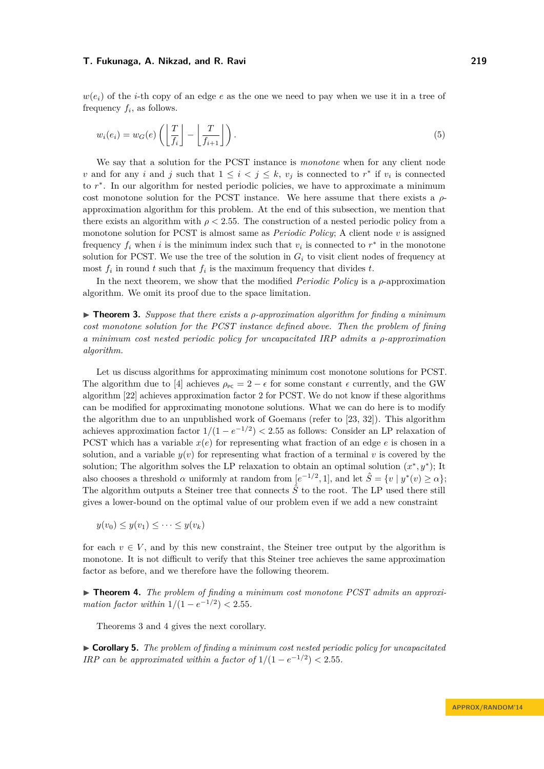$w(e_i)$ of the $i$-th copy of an edge $e$ as the one we need to pay when we use it in a tree of frequency $f_i$, as follows.

$$w_i(e_i) = w_G(e)\left(\left\lfloor \frac{T}{f_i} \right\rfloor - \left\lfloor \frac{T}{f_{i+1}} \right\rfloor\right). \tag{5}$$

We say that a solution for the PCST instance is *monotone* when for any client node $v$ and for any $i$ and $j$ such that $1 \leq i < j \leq k$, $v_j$ is connected to $r^*$ if $v_i$ is connected to $r^*$. In our algorithm for nested periodic policies, we have to approximate a minimum cost monotone solution for the PCST instance. We here assume that there exists a $\rho$-approximation algorithm for this problem. At the end of this subsection, we mention that there exists an algorithm with $\rho < 2.55$. The construction of a nested periodic policy from a monotone solution for PCST is almost same as *Periodic Policy*; A client node $v$ is assigned frequency $f_i$ when $i$ is the minimum index such that $v_i$ is connected to $r^*$ in the monotone solution for PCST. We use the tree of the solution in $G_i$ to visit client nodes of frequency at most $f_i$ in round $t$ such that $f_i$ is the maximum frequency that divides $t$.

In the next theorem, we show that the modified *Periodic Policy* is a $\rho$-approximation algorithm. We omit its proof due to the space limitation.

▶ **Theorem 3.** *Suppose that there exists a $\rho$-approximation algorithm for finding a minimum cost monotone solution for the PCST instance defined above. Then the problem of fining a minimum cost nested periodic policy for uncapacitated IRP admits a $\rho$-approximation algorithm.*

Let us discuss algorithms for approximating minimum cost monotone solutions for PCST. The algorithm due to [4] achieves $\rho_{\text{PC}} = 2 - \epsilon$ for some constant $\epsilon$ currently, and the GW algorithm [22] achieves approximation factor 2 for PCST. We do not know if these algorithms can be modified for approximating monotone solutions. What we can do here is to modify the algorithm due to an unpublished work of Goemans (refer to [23, 32]). This algorithm achieves approximation factor $1/(1 - e^{-1/2}) < 2.55$ as follows: Consider an LP relaxation of PCST which has a variable $x(e)$ for representing what fraction of an edge $e$ is chosen in a solution, and a variable $y(v)$ for representing what fraction of a terminal $v$ is covered by the solution; The algorithm solves the LP relaxation to obtain an optimal solution $(x^*, y^*)$; It also chooses a threshold $\alpha$ uniformly at random from $[e^{-1/2}, 1]$, and let $\hat{S} = \{v \mid y^*(v) \geq \alpha\}$; The algorithm outputs a Steiner tree that connects $\hat{S}$ to the root. The LP used there still gives a lower-bound on the optimal value of our problem even if we add a new constraint

$$y(v_0) \leq y(v_1) \leq \cdots \leq y(v_k)$$

for each $v \in V$, and by this new constraint, the Steiner tree output by the algorithm is monotone. It is not difficult to verify that this Steiner tree achieves the same approximation factor as before, and we therefore have the following theorem.

▶ **Theorem 4.** *The problem of finding a minimum cost monotone PCST admits an approximation factor within $1/(1 - e^{-1/2}) < 2.55$.*

Theorems 3 and 4 gives the next corollary.

▶ **Corollary 5.** *The problem of finding a minimum cost nested periodic policy for uncapacitated IRP can be approximated within a factor of $1/(1 - e^{-1/2}) < 2.55$.*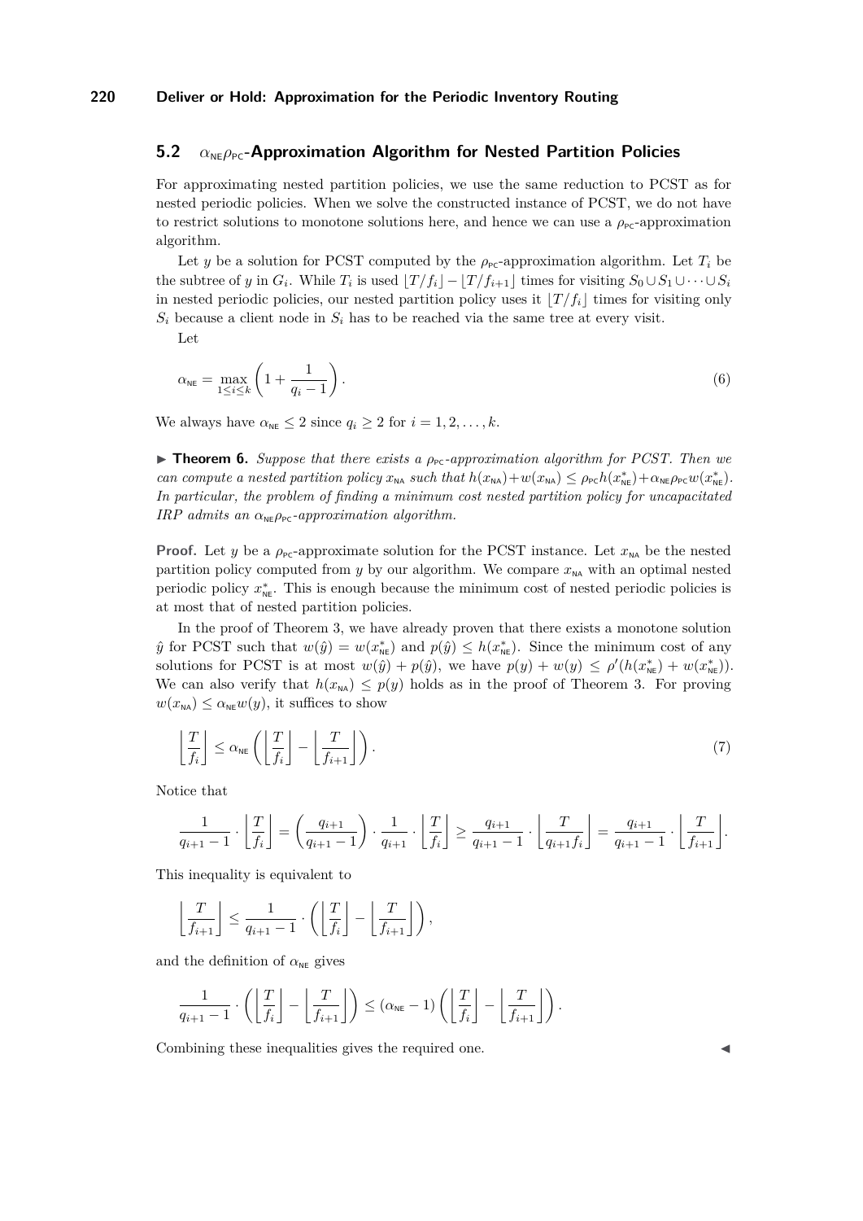### 5.2 $\alpha_{\mathsf{NE}}\rho_{\mathsf{PC}}$-Approximation Algorithm for Nested Partition Policies

For approximating nested partition policies, we use the same reduction to PCST as for nested periodic policies. When we solve the constructed instance of PCST, we do not have to restrict solutions to monotone solutions here, and hence we can use a $\rho_{\mathsf{PC}}$-approximation algorithm.

Let $y$ be a solution for PCST computed by the $\rho_{\mathsf{PC}}$-approximation algorithm. Let $T_i$ be the subtree of $y$ in $G_i$. While $T_i$ is used $\lfloor T/f_i \rfloor - \lfloor T/f_{i+1} \rfloor$ times for visiting $S_0 \cup S_1 \cup \cdots \cup S_i$ in nested periodic policies, our nested partition policy uses it $\lfloor T/f_i \rfloor$ times for visiting only $S_i$ because a client node in $S_i$ has to be reached via the same tree at every visit.

Let

$$\alpha_{\mathsf{NE}} = \max_{1 \le i \le k} \left( 1 + \frac{1}{q_i - 1} \right). \tag{6}$$

We always have $\alpha_{\mathsf{NE}} \le 2$ since $q_i \ge 2$ for $i = 1, 2, \ldots, k$.

▶ **Theorem 6.** *Suppose that there exists a $\rho_{\mathsf{PC}}$-approximation algorithm for PCST. Then we can compute a nested partition policy $x_{\mathsf{NA}}$ such that $h(x_{\mathsf{NA}}) + w(x_{\mathsf{NA}}) \le \rho_{\mathsf{PC}} h(x^*_{\mathsf{NE}}) + \alpha_{\mathsf{NE}}\rho_{\mathsf{PC}} w(x^*_{\mathsf{NE}})$. In particular, the problem of finding a minimum cost nested partition policy for uncapacitated IRP admits an $\alpha_{\mathsf{NE}}\rho_{\mathsf{PC}}$-approximation algorithm.*

**Proof.** Let $y$ be a $\rho_{\mathsf{PC}}$-approximate solution for the PCST instance. Let $x_{\mathsf{NA}}$ be the nested partition policy computed from $y$ by our algorithm. We compare $x_{\mathsf{NA}}$ with an optimal nested periodic policy $x^*_{\mathsf{NE}}$. This is enough because the minimum cost of nested periodic policies is at most that of nested partition policies.

In the proof of Theorem 3, we have already proven that there exists a monotone solution $\hat{y}$ for PCST such that $w(\hat{y}) = w(x^*_{\mathsf{NE}})$ and $p(\hat{y}) \le h(x^*_{\mathsf{NE}})$. Since the minimum cost of any solutions for PCST is at most $w(\hat{y}) + p(\hat{y})$, we have $p(y) + w(y) \le \rho'(h(x^*_{\mathsf{NE}}) + w(x^*_{\mathsf{NE}}))$. We can also verify that $h(x_{\mathsf{NA}}) \le p(y)$ holds as in the proof of Theorem 3. For proving $w(x_{\mathsf{NA}}) \le \alpha_{\mathsf{NE}} w(y)$, it suffices to show

$$\left\lfloor \frac{T}{f_i} \right\rfloor \le \alpha_{\mathsf{NE}} \left( \left\lfloor \frac{T}{f_i} \right\rfloor - \left\lfloor \frac{T}{f_{i+1}} \right\rfloor \right). \tag{7}$$

Notice that

$$\frac{1}{q_{i+1}-1} \cdot \left\lfloor \frac{T}{f_i} \right\rfloor = \left( \frac{q_{i+1}}{q_{i+1}-1} \right) \cdot \frac{1}{q_{i+1}} \cdot \left\lfloor \frac{T}{f_i} \right\rfloor \ge \frac{q_{i+1}}{q_{i+1}-1} \cdot \left\lfloor \frac{T}{q_{i+1} f_i} \right\rfloor = \frac{q_{i+1}}{q_{i+1}-1} \cdot \left\lfloor \frac{T}{f_{i+1}} \right\rfloor.$$

This inequality is equivalent to

$$\left\lfloor \frac{T}{f_{i+1}} \right\rfloor \le \frac{1}{q_{i+1}-1} \cdot \left( \left\lfloor \frac{T}{f_i} \right\rfloor - \left\lfloor \frac{T}{f_{i+1}} \right\rfloor \right),$$

and the definition of $\alpha_{\mathsf{NE}}$ gives

$$\frac{1}{q_{i+1}-1} \cdot \left( \left\lfloor \frac{T}{f_i} \right\rfloor - \left\lfloor \frac{T}{f_{i+1}} \right\rfloor \right) \le (\alpha_{\mathsf{NE}} - 1) \left( \left\lfloor \frac{T}{f_i} \right\rfloor - \left\lfloor \frac{T}{f_{i+1}} \right\rfloor \right).$$

Combining these inequalities gives the required one. ◀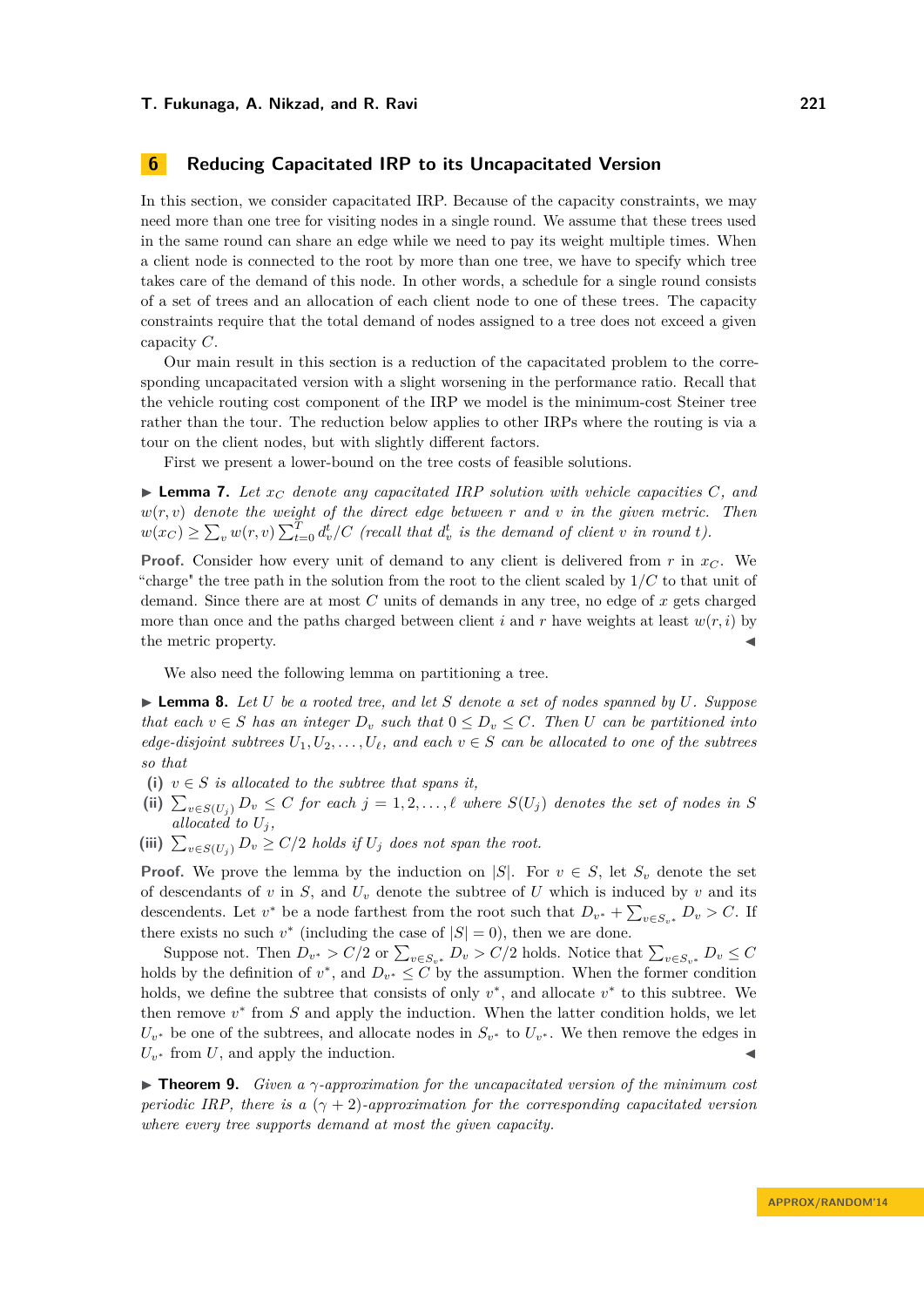## 6 Reducing Capacitated IRP to its Uncapacitated Version

In this section, we consider capacitated IRP. Because of the capacity constraints, we may need more than one tree for visiting nodes in a single round. We assume that these trees used in the same round can share an edge while we need to pay its weight multiple times. When a client node is connected to the root by more than one tree, we have to specify which tree takes care of the demand of this node. In other words, a schedule for a single round consists of a set of trees and an allocation of each client node to one of these trees. The capacity constraints require that the total demand of nodes assigned to a tree does not exceed a given capacity $C$.

Our main result in this section is a reduction of the capacitated problem to the corresponding uncapacitated version with a slight worsening in the performance ratio. Recall that the vehicle routing cost component of the IRP we model is the minimum-cost Steiner tree rather than the tour. The reduction below applies to other IRPs where the routing is via a tour on the client nodes, but with slightly different factors.

First we present a lower-bound on the tree costs of feasible solutions.

▶ **Lemma 7.** *Let $x_C$ denote any capacitated IRP solution with vehicle capacities $C$, and $w(r, v)$ denote the weight of the direct edge between $r$ and $v$ in the given metric. Then $w(x_C) \geq \sum_v w(r, v) \sum_{t=0}^{T} d_v^t / C$ (recall that $d_v^t$ is the demand of client $v$ in round $t$).*

**Proof.** Consider how every unit of demand to any client is delivered from $r$ in $x_C$. We "charge" the tree path in the solution from the root to the client scaled by $1/C$ to that unit of demand. Since there are at most $C$ units of demands in any tree, no edge of $x$ gets charged more than once and the paths charged between client $i$ and $r$ have weights at least $w(r, i)$ by the metric property. ◀

We also need the following lemma on partitioning a tree.

▶ **Lemma 8.** *Let $U$ be a rooted tree, and let $S$ denote a set of nodes spanned by $U$. Suppose that each $v \in S$ has an integer $D_v$ such that $0 \leq D_v \leq C$. Then $U$ can be partitioned into edge-disjoint subtrees $U_1, U_2, \ldots, U_\ell$, and each $v \in S$ can be allocated to one of the subtrees so that*

**(i)** *$v \in S$ is allocated to the subtree that spans it,*

**(ii)** *$\sum_{v \in S(U_j)} D_v \leq C$ for each $j = 1, 2, \ldots, \ell$ where $S(U_j)$ denotes the set of nodes in $S$ allocated to $U_j$,*

**(iii)** *$\sum_{v \in S(U_j)} D_v \geq C/2$ holds if $U_j$ does not span the root.*

**Proof.** We prove the lemma by the induction on $|S|$. For $v \in S$, let $S_v$ denote the set of descendants of $v$ in $S$, and $U_v$ denote the subtree of $U$ which is induced by $v$ and its descendents. Let $v^*$ be a node farthest from the root such that $D_{v^*} + \sum_{v \in S_{v^*}} D_v > C$. If there exists no such $v^*$ (including the case of $|S| = 0$), then we are done.

Suppose not. Then $D_{v^*} > C/2$ or $\sum_{v \in S_{v^*}} D_v > C/2$ holds. Notice that $\sum_{v \in S_{v^*}} D_v \leq C$ holds by the definition of $v^*$, and $D_{v^*} \leq C$ by the assumption. When the former condition holds, we define the subtree that consists of only $v^*$, and allocate $v^*$ to this subtree. We then remove $v^*$ from $S$ and apply the induction. When the latter condition holds, we let $U_{v^*}$ be one of the subtrees, and allocate nodes in $S_{v^*}$ to $U_{v^*}$. We then remove the edges in $U_{v^*}$ from $U$, and apply the induction. ◀

▶ **Theorem 9.** *Given a $\gamma$-approximation for the uncapacitated version of the minimum cost periodic IRP, there is a $(\gamma + 2)$-approximation for the corresponding capacitated version where every tree supports demand at most the given capacity.*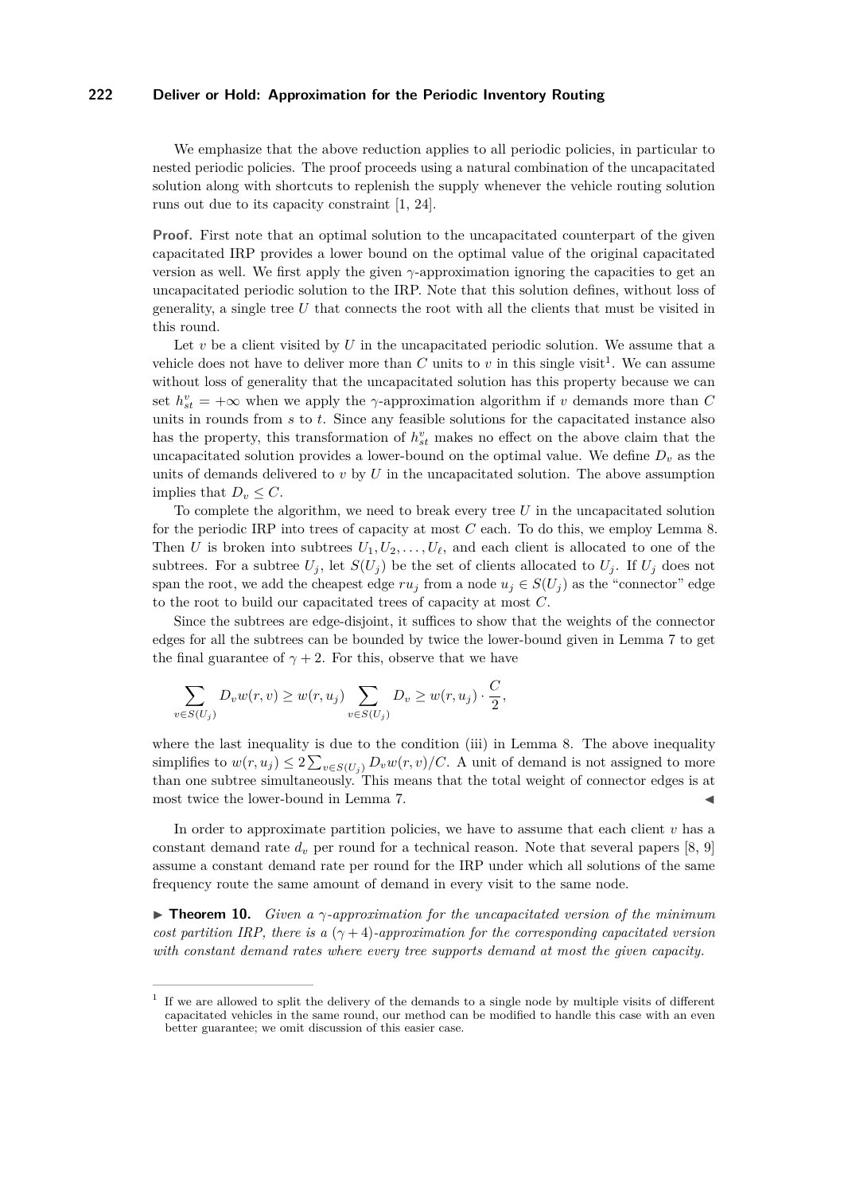We emphasize that the above reduction applies to all periodic policies, in particular to nested periodic policies. The proof proceeds using a natural combination of the uncapacitated solution along with shortcuts to replenish the supply whenever the vehicle routing solution runs out due to its capacity constraint [1, 24].

**Proof.** First note that an optimal solution to the uncapacitated counterpart of the given capacitated IRP provides a lower bound on the optimal value of the original capacitated version as well. We first apply the given $\gamma$-approximation ignoring the capacities to get an uncapacitated periodic solution to the IRP. Note that this solution defines, without loss of generality, a single tree $U$ that connects the root with all the clients that must be visited in this round.

Let $v$ be a client visited by $U$ in the uncapacitated periodic solution. We assume that a vehicle does not have to deliver more than $C$ units to $v$ in this single visit[1]. We can assume without loss of generality that the uncapacitated solution has this property because we can set $h^v_{st} = +\infty$ when we apply the $\gamma$-approximation algorithm if $v$ demands more than $C$ units in rounds from $s$ to $t$. Since any feasible solutions for the capacitated instance also has the property, this transformation of $h^v_{st}$ makes no effect on the above claim that the uncapacitated solution provides a lower-bound on the optimal value. We define $D_v$ as the units of demands delivered to $v$ by $U$ in the uncapacitated solution. The above assumption implies that $D_v \le C$.

To complete the algorithm, we need to break every tree $U$ in the uncapacitated solution for the periodic IRP into trees of capacity at most $C$ each. To do this, we employ Lemma 8. Then $U$ is broken into subtrees $U_1, U_2, \ldots, U_\ell$, and each client is allocated to one of the subtrees. For a subtree $U_j$, let $S(U_j)$ be the set of clients allocated to $U_j$. If $U_j$ does not span the root, we add the cheapest edge $ru_j$ from a node $u_j \in S(U_j)$ as the "connector" edge to the root to build our capacitated trees of capacity at most $C$.

Since the subtrees are edge-disjoint, it suffices to show that the weights of the connector edges for all the subtrees can be bounded by twice the lower-bound given in Lemma 7 to get the final guarantee of $\gamma + 2$. For this, observe that we have

$$\sum_{v \in S(U_j)} D_v w(r, v) \ge w(r, u_j) \sum_{v \in S(U_j)} D_v \ge w(r, u_j) \cdot \frac{C}{2},$$

where the last inequality is due to the condition (iii) in Lemma 8. The above inequality simplifies to $w(r, u_j) \le 2 \sum_{v \in S(U_j)} D_v w(r, v)/C$. A unit of demand is not assigned to more than one subtree simultaneously. This means that the total weight of connector edges is at most twice the lower-bound in Lemma 7. ◀

In order to approximate partition policies, we have to assume that each client $v$ has a constant demand rate $d_v$ per round for a technical reason. Note that several papers [8, 9] assume a constant demand rate per round for the IRP under which all solutions of the same frequency route the same amount of demand in every visit to the same node.

▶ **Theorem 10.** *Given a $\gamma$-approximation for the uncapacitated version of the minimum cost partition IRP, there is a $(\gamma + 4)$-approximation for the corresponding capacitated version with constant demand rates where every tree supports demand at most the given capacity.*

---

[1] If we are allowed to split the delivery of the demands to a single node by multiple visits of different capacitated vehicles in the same round, our method can be modified to handle this case with an even better guarantee; we omit discussion of this easier case.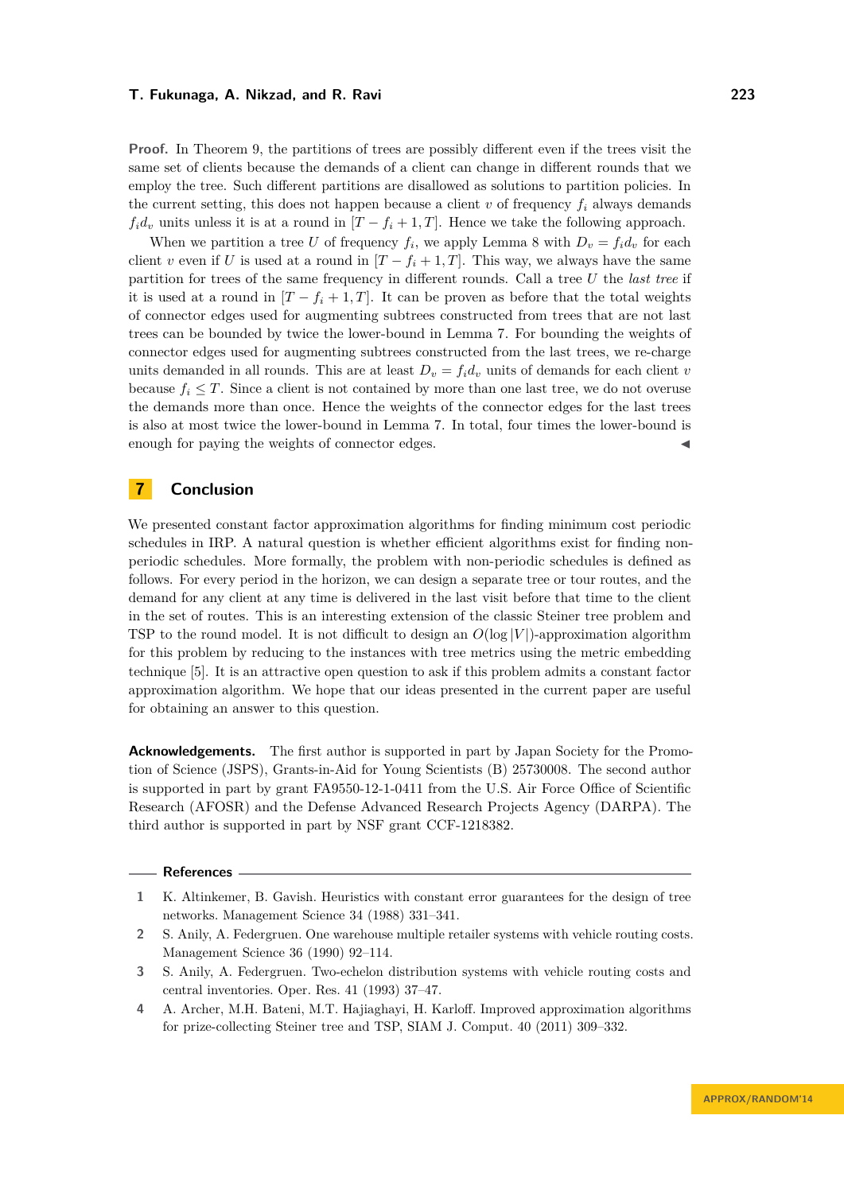**Proof.** In Theorem 9, the partitions of trees are possibly different even if the trees visit the same set of clients because the demands of a client can change in different rounds that we employ the tree. Such different partitions are disallowed as solutions to partition policies. In the current setting, this does not happen because a client $v$ of frequency $f_i$ always demands $f_i d_v$ units unless it is at a round in $[T - f_i + 1, T]$. Hence we take the following approach.

When we partition a tree $U$ of frequency $f_i$, we apply Lemma 8 with $D_v = f_i d_v$ for each client $v$ even if $U$ is used at a round in $[T - f_i + 1, T]$. This way, we always have the same partition for trees of the same frequency in different rounds. Call a tree $U$ the *last tree* if it is used at a round in $[T - f_i + 1, T]$. It can be proven as before that the total weights of connector edges used for augmenting subtrees constructed from trees that are not last trees can be bounded by twice the lower-bound in Lemma 7. For bounding the weights of connector edges used for augmenting subtrees constructed from the last trees, we re-charge units demanded in all rounds. This are at least $D_v = f_i d_v$ units of demands for each client $v$ because $f_i \leq T$. Since a client is not contained by more than one last tree, we do not overuse the demands more than once. Hence the weights of the connector edges for the last trees is also at most twice the lower-bound in Lemma 7. In total, four times the lower-bound is enough for paying the weights of connector edges. ◀

## 7 Conclusion

We presented constant factor approximation algorithms for finding minimum cost periodic schedules in IRP. A natural question is whether efficient algorithms exist for finding non-periodic schedules. More formally, the problem with non-periodic schedules is defined as follows. For every period in the horizon, we can design a separate tree or tour routes, and the demand for any client at any time is delivered in the last visit before that time to the client in the set of routes. This is an interesting extension of the classic Steiner tree problem and TSP to the round model. It is not difficult to design an $O(\log |V|)$-approximation algorithm for this problem by reducing to the instances with tree metrics using the metric embedding technique [5]. It is an attractive open question to ask if this problem admits a constant factor approximation algorithm. We hope that our ideas presented in the current paper are useful for obtaining an answer to this question.

**Acknowledgements.** The first author is supported in part by Japan Society for the Promotion of Science (JSPS), Grants-in-Aid for Young Scientists (B) 25730008. The second author is supported in part by grant FA9550-12-1-0411 from the U.S. Air Force Office of Scientific Research (AFOSR) and the Defense Advanced Research Projects Agency (DARPA). The third author is supported in part by NSF grant CCF-1218382.

## References

1. K. Altinkemer, B. Gavish. Heuristics with constant error guarantees for the design of tree networks. Management Science 34 (1988) 331–341.
2. S. Anily, A. Federgruen. One warehouse multiple retailer systems with vehicle routing costs. Management Science 36 (1990) 92–114.
3. S. Anily, A. Federgruen. Two-echelon distribution systems with vehicle routing costs and central inventories. Oper. Res. 41 (1993) 37–47.
4. A. Archer, M.H. Bateni, M.T. Hajiaghayi, H. Karloff. Improved approximation algorithms for prize-collecting Steiner tree and TSP, SIAM J. Comput. 40 (2011) 309–332.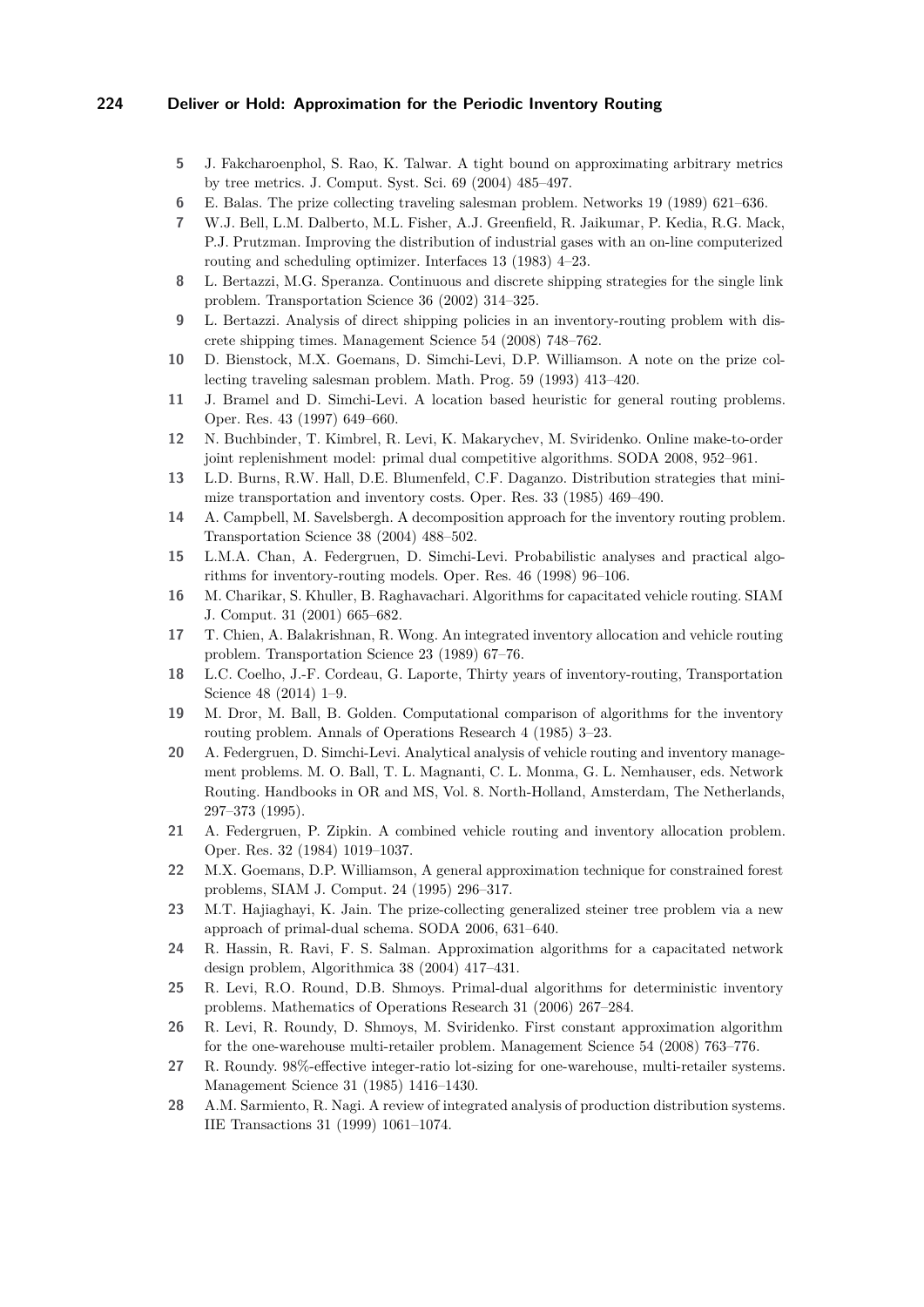5 J. Fakcharoenphol, S. Rao, K. Talwar. A tight bound on approximating arbitrary metrics by tree metrics. J. Comput. Syst. Sci. 69 (2004) 485–497.

6 E. Balas. The prize collecting traveling salesman problem. Networks 19 (1989) 621–636.

7 W.J. Bell, L.M. Dalberto, M.L. Fisher, A.J. Greenfield, R. Jaikumar, P. Kedia, R.G. Mack, P.J. Prutzman. Improving the distribution of industrial gases with an on-line computerized routing and scheduling optimizer. Interfaces 13 (1983) 4–23.

8 L. Bertazzi, M.G. Speranza. Continuous and discrete shipping strategies for the single link problem. Transportation Science 36 (2002) 314–325.

9 L. Bertazzi. Analysis of direct shipping policies in an inventory-routing problem with discrete shipping times. Management Science 54 (2008) 748–762.

10 D. Bienstock, M.X. Goemans, D. Simchi-Levi, D.P. Williamson. A note on the prize collecting traveling salesman problem. Math. Prog. 59 (1993) 413–420.

11 J. Bramel and D. Simchi-Levi. A location based heuristic for general routing problems. Oper. Res. 43 (1997) 649–660.

12 N. Buchbinder, T. Kimbrel, R. Levi, K. Makarychev, M. Sviridenko. Online make-to-order joint replenishment model: primal dual competitive algorithms. SODA 2008, 952–961.

13 L.D. Burns, R.W. Hall, D.E. Blumenfeld, C.F. Daganzo. Distribution strategies that minimize transportation and inventory costs. Oper. Res. 33 (1985) 469–490.

14 A. Campbell, M. Savelsbergh. A decomposition approach for the inventory routing problem. Transportation Science 38 (2004) 488–502.

15 L.M.A. Chan, A. Federgruen, D. Simchi-Levi. Probabilistic analyses and practical algorithms for inventory-routing models. Oper. Res. 46 (1998) 96–106.

16 M. Charikar, S. Khuller, B. Raghavachari. Algorithms for capacitated vehicle routing. SIAM J. Comput. 31 (2001) 665–682.

17 T. Chien, A. Balakrishnan, R. Wong. An integrated inventory allocation and vehicle routing problem. Transportation Science 23 (1989) 67–76.

18 L.C. Coelho, J.-F. Cordeau, G. Laporte, Thirty years of inventory-routing, Transportation Science 48 (2014) 1–9.

19 M. Dror, M. Ball, B. Golden. Computational comparison of algorithms for the inventory routing problem. Annals of Operations Research 4 (1985) 3–23.

20 A. Federgruen, D. Simchi-Levi. Analytical analysis of vehicle routing and inventory management problems. M. O. Ball, T. L. Magnanti, C. L. Monma, G. L. Nemhauser, eds. Network Routing. Handbooks in OR and MS, Vol. 8. North-Holland, Amsterdam, The Netherlands, 297–373 (1995).

21 A. Federgruen, P. Zipkin. A combined vehicle routing and inventory allocation problem. Oper. Res. 32 (1984) 1019–1037.

22 M.X. Goemans, D.P. Williamson, A general approximation technique for constrained forest problems, SIAM J. Comput. 24 (1995) 296–317.

23 M.T. Hajiaghayi, K. Jain. The prize-collecting generalized steiner tree problem via a new approach of primal-dual schema. SODA 2006, 631–640.

24 R. Hassin, R. Ravi, F. S. Salman. Approximation algorithms for a capacitated network design problem, Algorithmica 38 (2004) 417–431.

25 R. Levi, R.O. Round, D.B. Shmoys. Primal-dual algorithms for deterministic inventory problems. Mathematics of Operations Research 31 (2006) 267–284.

26 R. Levi, R. Roundy, D. Shmoys, M. Sviridenko. First constant approximation algorithm for the one-warehouse multi-retailer problem. Management Science 54 (2008) 763–776.

27 R. Roundy. 98%-effective integer-ratio lot-sizing for one-warehouse, multi-retailer systems. Management Science 31 (1985) 1416–1430.

28 A.M. Sarmiento, R. Nagi. A review of integrated analysis of production distribution systems. IIE Transactions 31 (1999) 1061–1074.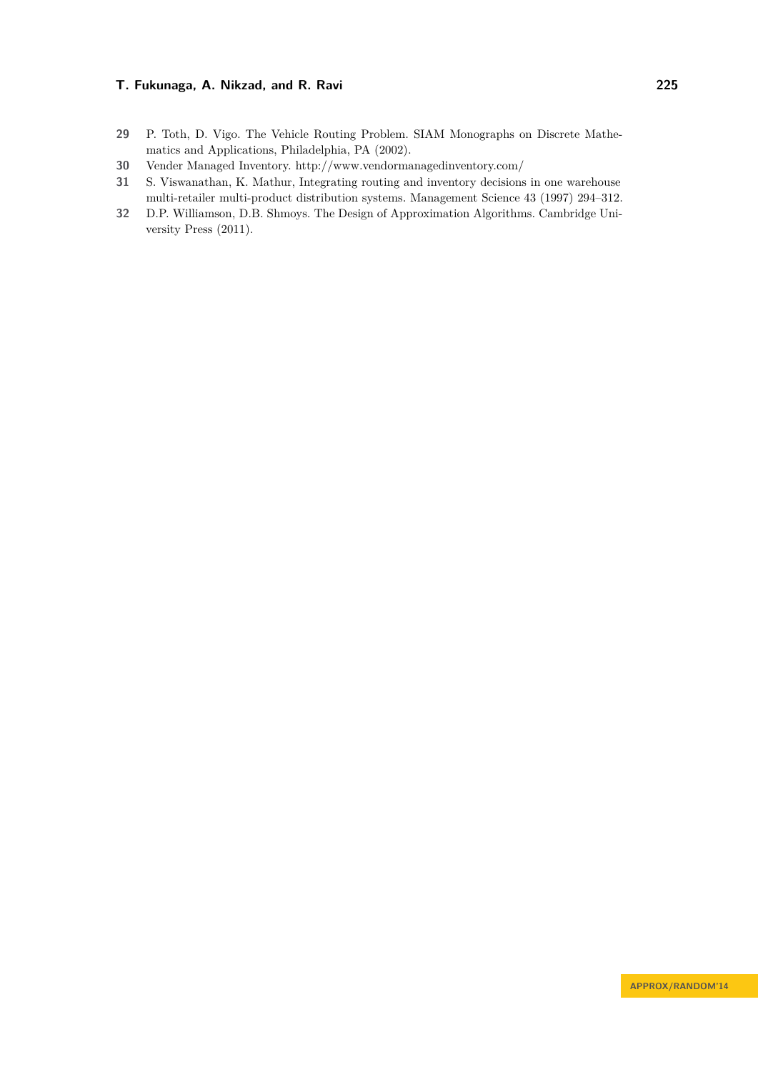29 P. Toth, D. Vigo. The Vehicle Routing Problem. SIAM Monographs on Discrete Mathematics and Applications, Philadelphia, PA (2002).

30 Vender Managed Inventory. http://www.vendormanagedinventory.com/

31 S. Viswanathan, K. Mathur, Integrating routing and inventory decisions in one warehouse multi-retailer multi-product distribution systems. Management Science 43 (1997) 294–312.

32 D.P. Williamson, D.B. Shmoys. The Design of Approximation Algorithms. Cambridge University Press (2011).